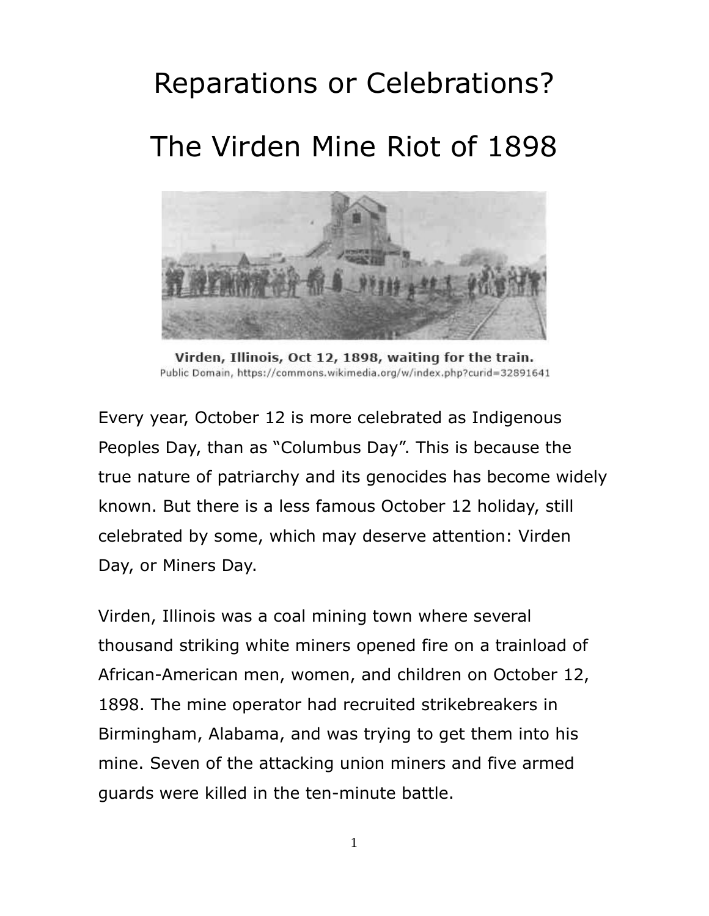# Reparations or Celebrations?

# The Virden Mine Riot of 1898

**Virden, Illinois, Oct 12, 1898, waiting for the train.**
Public Domain, https://commons.wikimedia.org/w/index.php?curid=32891641

Every year, October 12 is more celebrated as Indigenous Peoples Day, than as "Columbus Day". This is because the true nature of patriarchy and its genocides has become widely known. But there is a less famous October 12 holiday, still celebrated by some, which may deserve attention: Virden Day, or Miners Day.

Virden, Illinois was a coal mining town where several thousand striking white miners opened fire on a trainload of African-American men, women, and children on October 12, 1898. The mine operator had recruited strikebreakers in Birmingham, Alabama, and was trying to get them into his mine. Seven of the attacking union miners and five armed guards were killed in the ten-minute battle.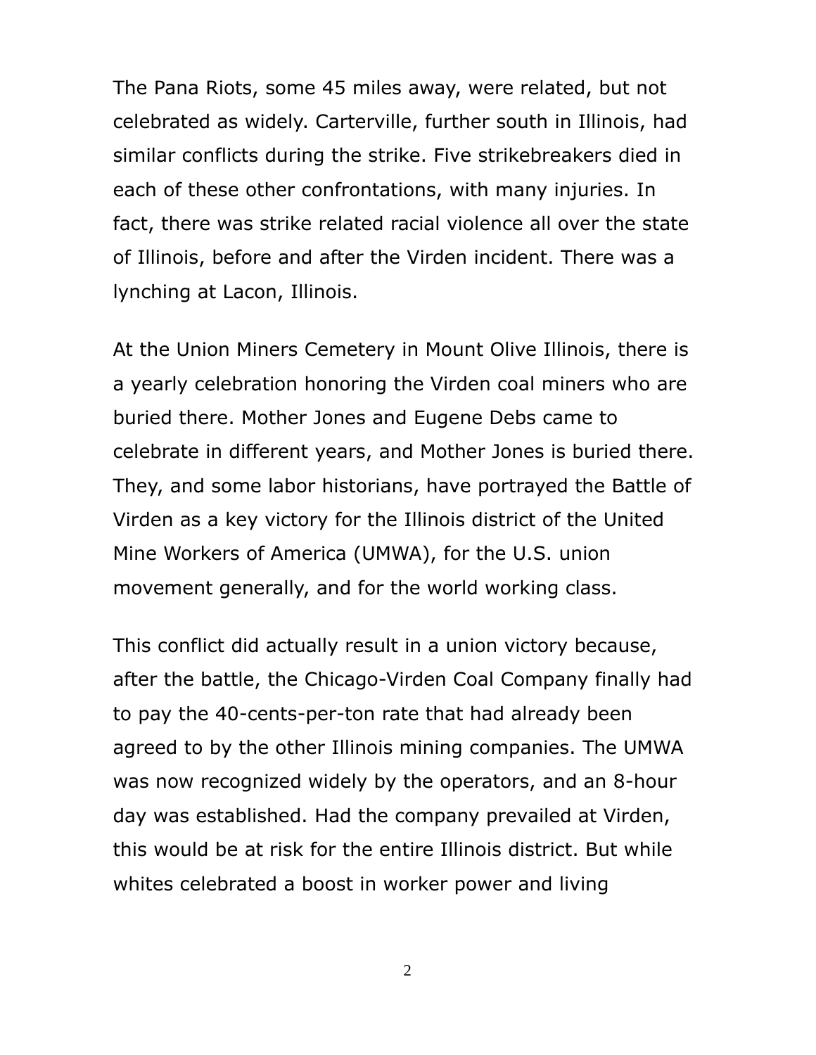The Pana Riots, some 45 miles away, were related, but not celebrated as widely. Carterville, further south in Illinois, had similar conflicts during the strike. Five strikebreakers died in each of these other confrontations, with many injuries. In fact, there was strike related racial violence all over the state of Illinois, before and after the Virden incident. There was a lynching at Lacon, Illinois.

At the Union Miners Cemetery in Mount Olive Illinois, there is a yearly celebration honoring the Virden coal miners who are buried there. Mother Jones and Eugene Debs came to celebrate in different years, and Mother Jones is buried there. They, and some labor historians, have portrayed the Battle of Virden as a key victory for the Illinois district of the United Mine Workers of America (UMWA), for the U.S. union movement generally, and for the world working class.

This conflict did actually result in a union victory because, after the battle, the Chicago-Virden Coal Company finally had to pay the 40-cents-per-ton rate that had already been agreed to by the other Illinois mining companies. The UMWA was now recognized widely by the operators, and an 8-hour day was established. Had the company prevailed at Virden, this would be at risk for the entire Illinois district. But while whites celebrated a boost in worker power and living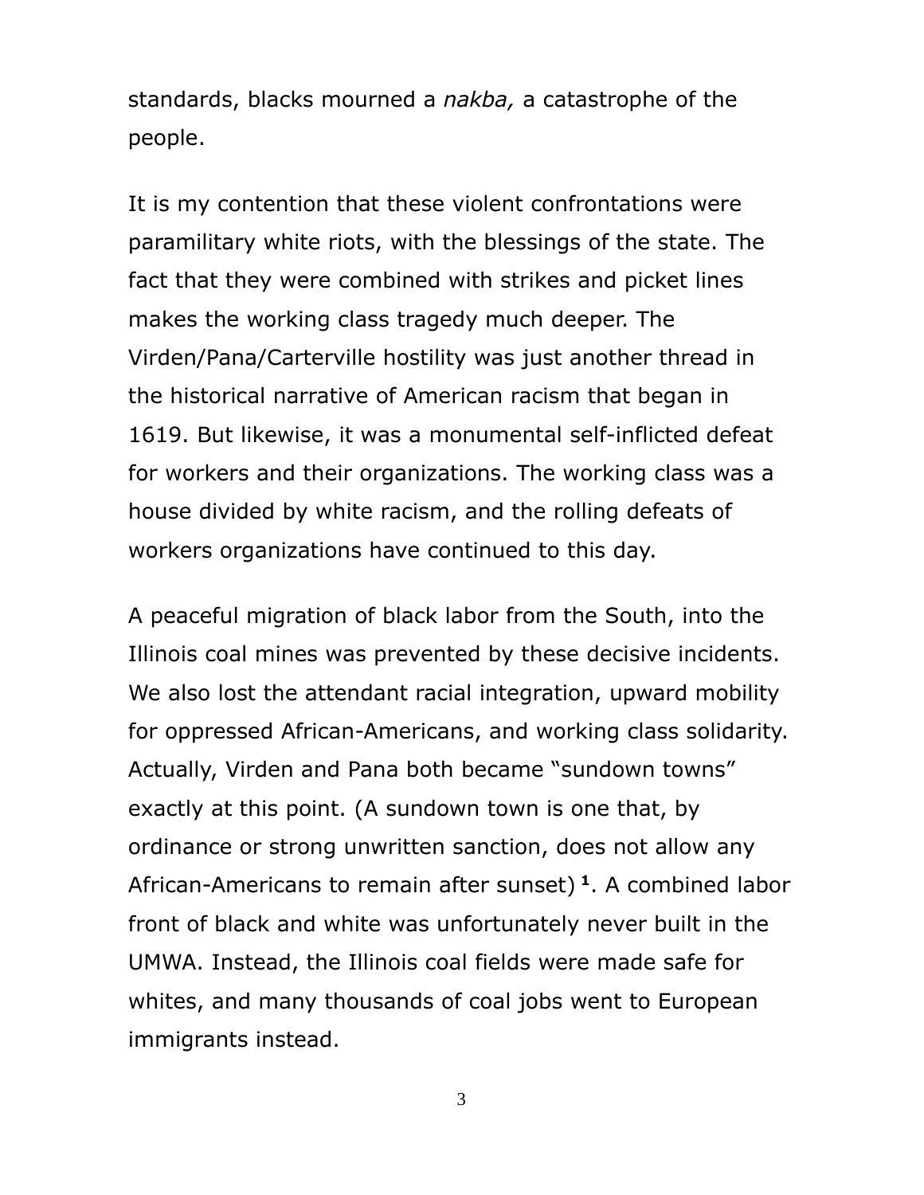standards, blacks mourned a *nakba,* a catastrophe of the people.

It is my contention that these violent confrontations were paramilitary white riots, with the blessings of the state. The fact that they were combined with strikes and picket lines makes the working class tragedy much deeper. The Virden/Pana/Carterville hostility was just another thread in the historical narrative of American racism that began in 1619. But likewise, it was a monumental self-inflicted defeat for workers and their organizations. The working class was a house divided by white racism, and the rolling defeats of workers organizations have continued to this day.

A peaceful migration of black labor from the South, into the Illinois coal mines was prevented by these decisive incidents. We also lost the attendant racial integration, upward mobility for oppressed African-Americans, and working class solidarity. Actually, Virden and Pana both became "sundown towns" exactly at this point. (A sundown town is one that, by ordinance or strong unwritten sanction, does not allow any African-Americans to remain after sunset) [1]. A combined labor front of black and white was unfortunately never built in the UMWA. Instead, the Illinois coal fields were made safe for whites, and many thousands of coal jobs went to European immigrants instead.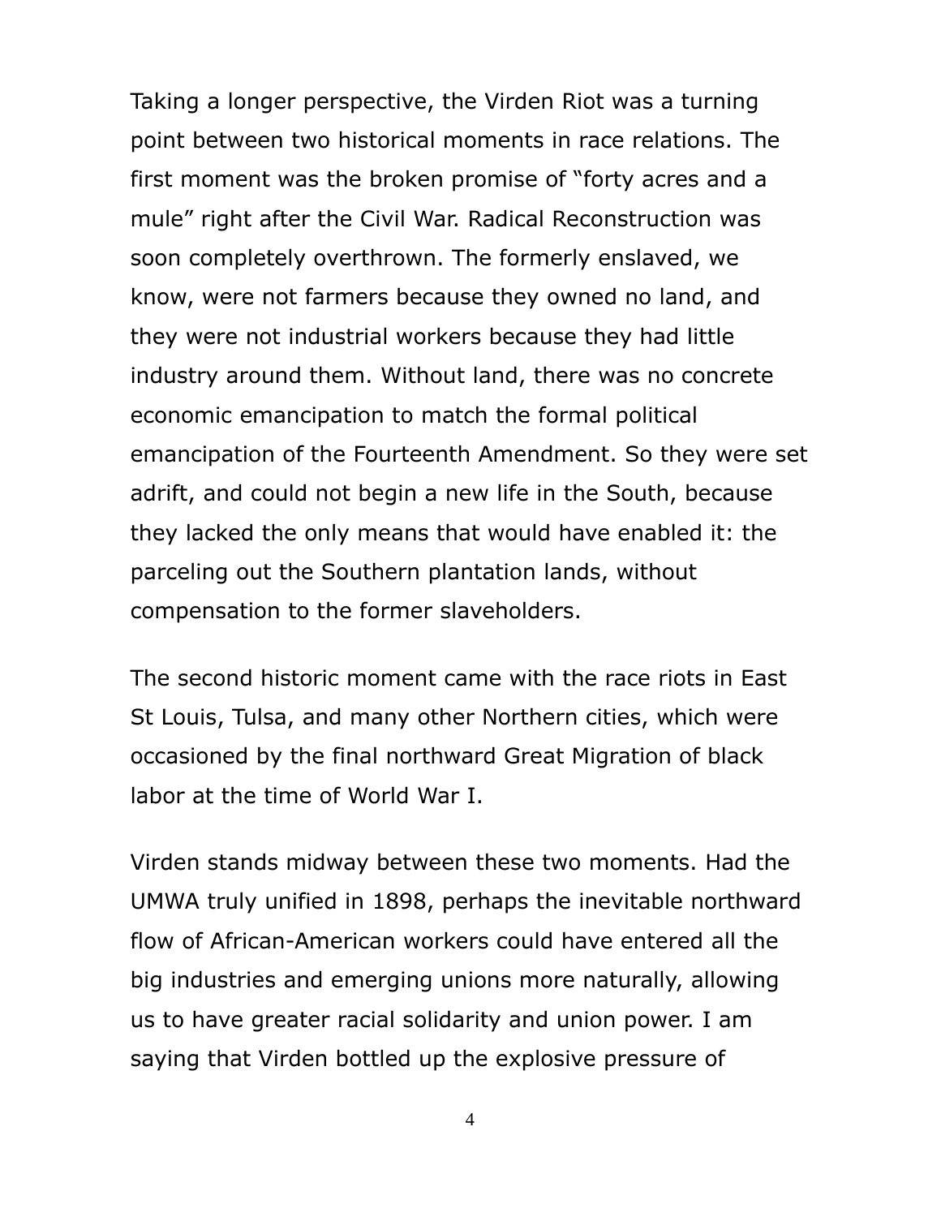Taking a longer perspective, the Virden Riot was a turning point between two historical moments in race relations. The first moment was the broken promise of "forty acres and a mule" right after the Civil War. Radical Reconstruction was soon completely overthrown. The formerly enslaved, we know, were not farmers because they owned no land, and they were not industrial workers because they had little industry around them. Without land, there was no concrete economic emancipation to match the formal political emancipation of the Fourteenth Amendment. So they were set adrift, and could not begin a new life in the South, because they lacked the only means that would have enabled it: the parceling out the Southern plantation lands, without compensation to the former slaveholders.

The second historic moment came with the race riots in East St Louis, Tulsa, and many other Northern cities, which were occasioned by the final northward Great Migration of black labor at the time of World War I.

Virden stands midway between these two moments. Had the UMWA truly unified in 1898, perhaps the inevitable northward flow of African-American workers could have entered all the big industries and emerging unions more naturally, allowing us to have greater racial solidarity and union power. I am saying that Virden bottled up the explosive pressure of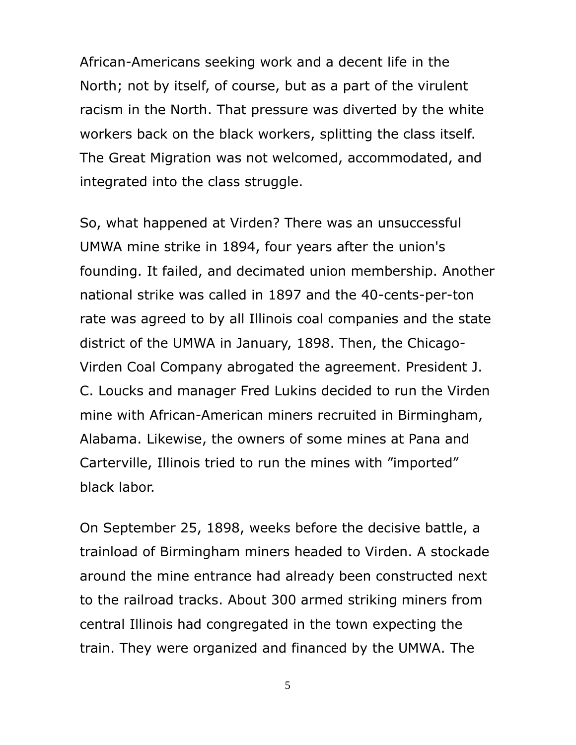African-Americans seeking work and a decent life in the North; not by itself, of course, but as a part of the virulent racism in the North. That pressure was diverted by the white workers back on the black workers, splitting the class itself. The Great Migration was not welcomed, accommodated, and integrated into the class struggle.

So, what happened at Virden? There was an unsuccessful UMWA mine strike in 1894, four years after the union's founding. It failed, and decimated union membership. Another national strike was called in 1897 and the 40-cents-per-ton rate was agreed to by all Illinois coal companies and the state district of the UMWA in January, 1898. Then, the Chicago-Virden Coal Company abrogated the agreement. President J. C. Loucks and manager Fred Lukins decided to run the Virden mine with African-American miners recruited in Birmingham, Alabama. Likewise, the owners of some mines at Pana and Carterville, Illinois tried to run the mines with "imported" black labor.

On September 25, 1898, weeks before the decisive battle, a trainload of Birmingham miners headed to Virden. A stockade around the mine entrance had already been constructed next to the railroad tracks. About 300 armed striking miners from central Illinois had congregated in the town expecting the train. They were organized and financed by the UMWA. The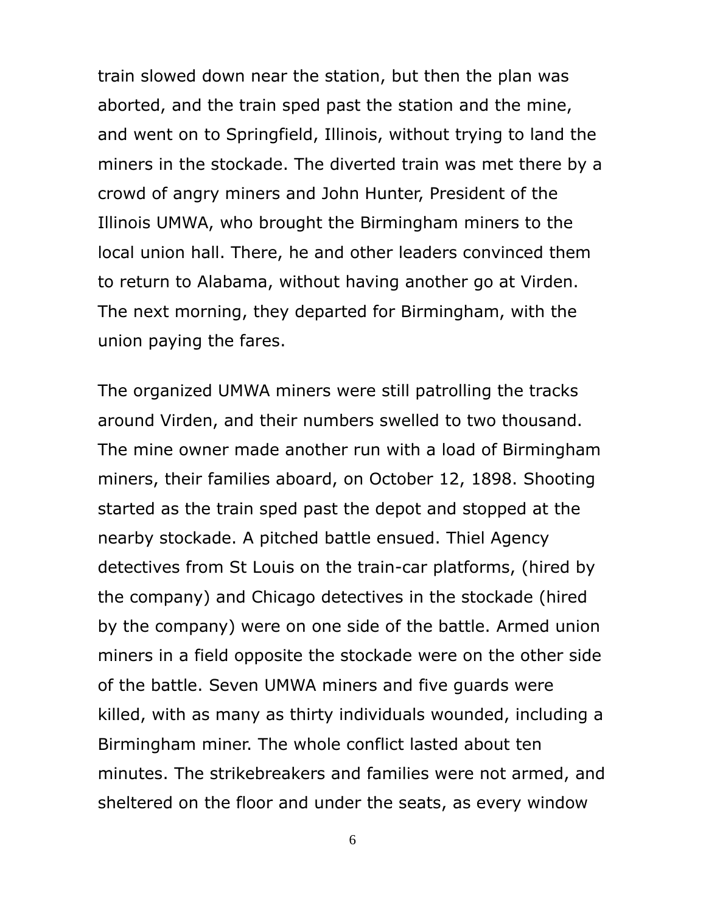train slowed down near the station, but then the plan was aborted, and the train sped past the station and the mine, and went on to Springfield, Illinois, without trying to land the miners in the stockade. The diverted train was met there by a crowd of angry miners and John Hunter, President of the Illinois UMWA, who brought the Birmingham miners to the local union hall. There, he and other leaders convinced them to return to Alabama, without having another go at Virden. The next morning, they departed for Birmingham, with the union paying the fares.

The organized UMWA miners were still patrolling the tracks around Virden, and their numbers swelled to two thousand. The mine owner made another run with a load of Birmingham miners, their families aboard, on October 12, 1898. Shooting started as the train sped past the depot and stopped at the nearby stockade. A pitched battle ensued. Thiel Agency detectives from St Louis on the train-car platforms, (hired by the company) and Chicago detectives in the stockade (hired by the company) were on one side of the battle. Armed union miners in a field opposite the stockade were on the other side of the battle. Seven UMWA miners and five guards were killed, with as many as thirty individuals wounded, including a Birmingham miner. The whole conflict lasted about ten minutes. The strikebreakers and families were not armed, and sheltered on the floor and under the seats, as every window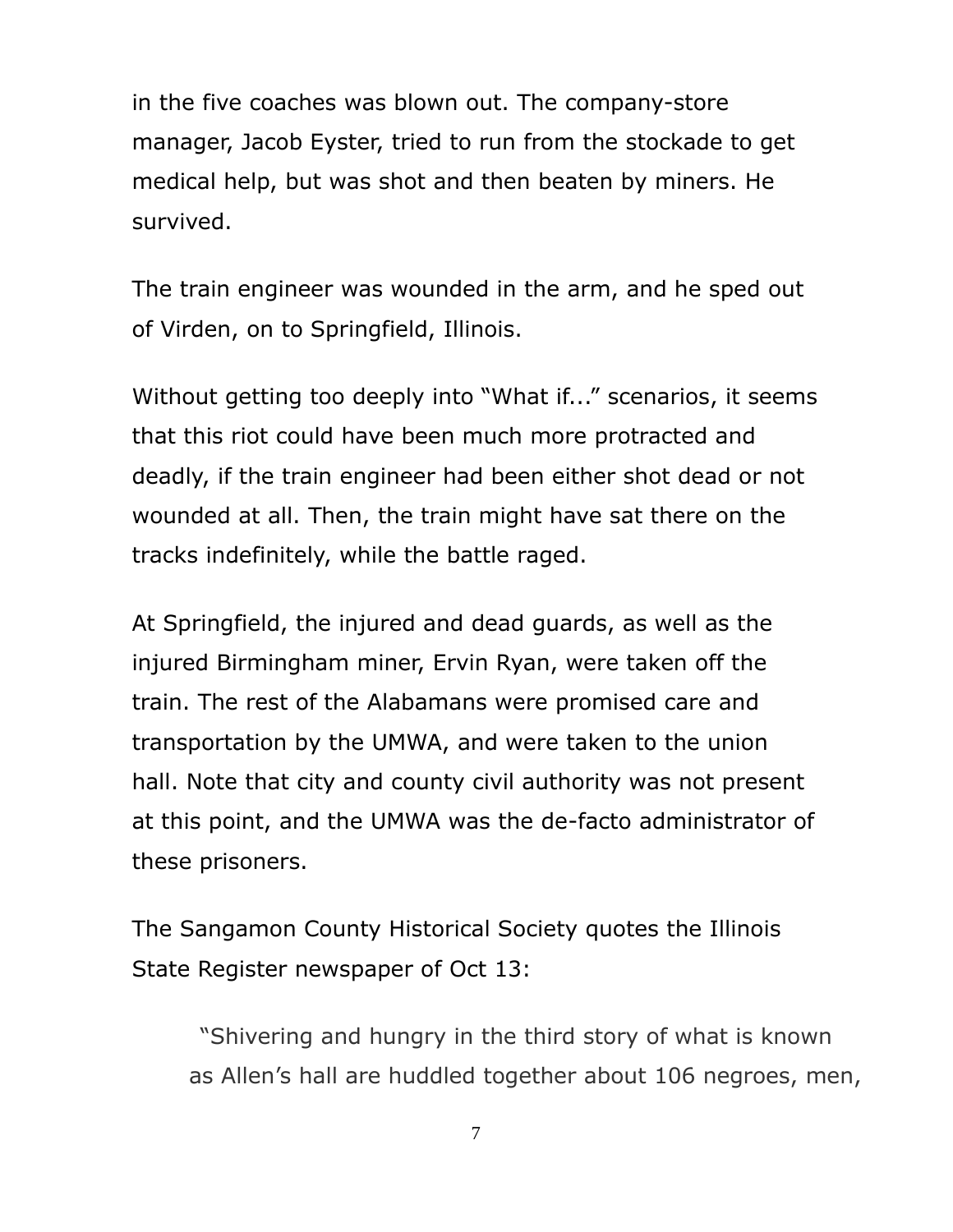in the five coaches was blown out. The company-store manager, Jacob Eyster, tried to run from the stockade to get medical help, but was shot and then beaten by miners. He survived.

The train engineer was wounded in the arm, and he sped out of Virden, on to Springfield, Illinois.

Without getting too deeply into "What if..." scenarios, it seems that this riot could have been much more protracted and deadly, if the train engineer had been either shot dead or not wounded at all. Then, the train might have sat there on the tracks indefinitely, while the battle raged.

At Springfield, the injured and dead guards, as well as the injured Birmingham miner, Ervin Ryan, were taken off the train. The rest of the Alabamans were promised care and transportation by the UMWA, and were taken to the union hall. Note that city and county civil authority was not present at this point, and the UMWA was the de-facto administrator of these prisoners.

The Sangamon County Historical Society quotes the Illinois State Register newspaper of Oct 13:

> "Shivering and hungry in the third story of what is known as Allen's hall are huddled together about 106 negroes, men,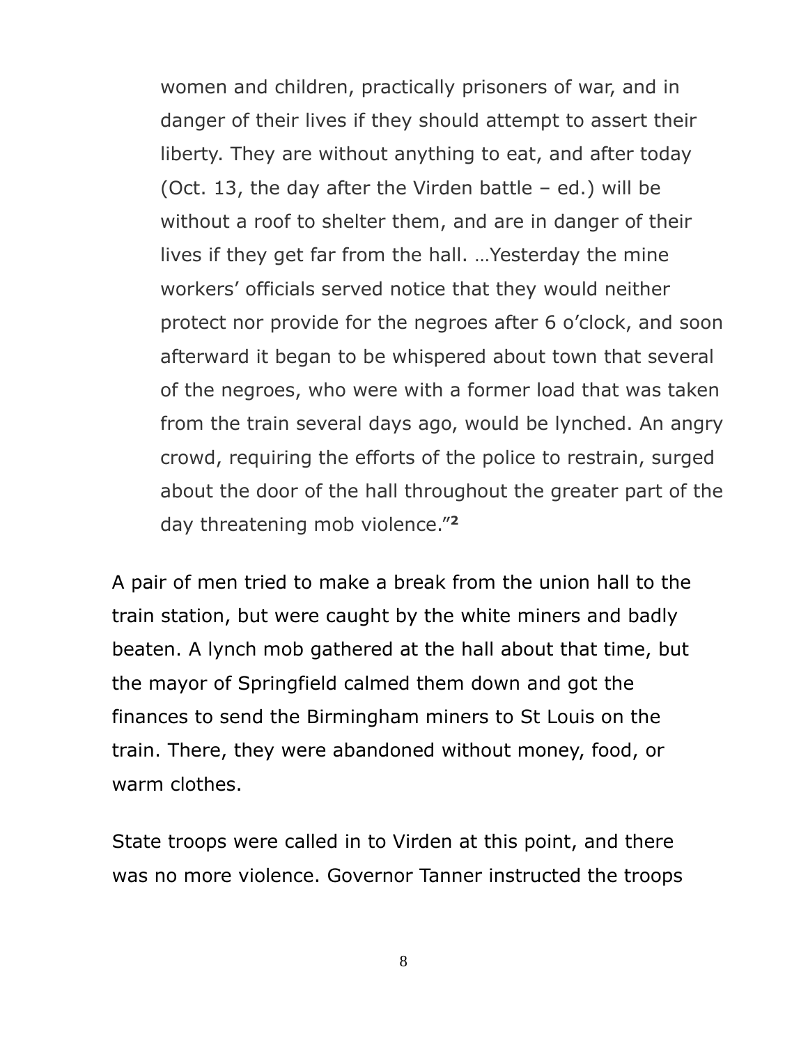> women and children, practically prisoners of war, and in danger of their lives if they should attempt to assert their liberty. They are without anything to eat, and after today (Oct. 13, the day after the Virden battle – ed.) will be without a roof to shelter them, and are in danger of their lives if they get far from the hall. …Yesterday the mine workers' officials served notice that they would neither protect nor provide for the negroes after 6 o'clock, and soon afterward it began to be whispered about town that several of the negroes, who were with a former load that was taken from the train several days ago, would be lynched. An angry crowd, requiring the efforts of the police to restrain, surged about the door of the hall throughout the greater part of the day threatening mob violence."[2]

A pair of men tried to make a break from the union hall to the train station, but were caught by the white miners and badly beaten. A lynch mob gathered at the hall about that time, but the mayor of Springfield calmed them down and got the finances to send the Birmingham miners to St Louis on the train. There, they were abandoned without money, food, or warm clothes.

State troops were called in to Virden at this point, and there was no more violence. Governor Tanner instructed the troops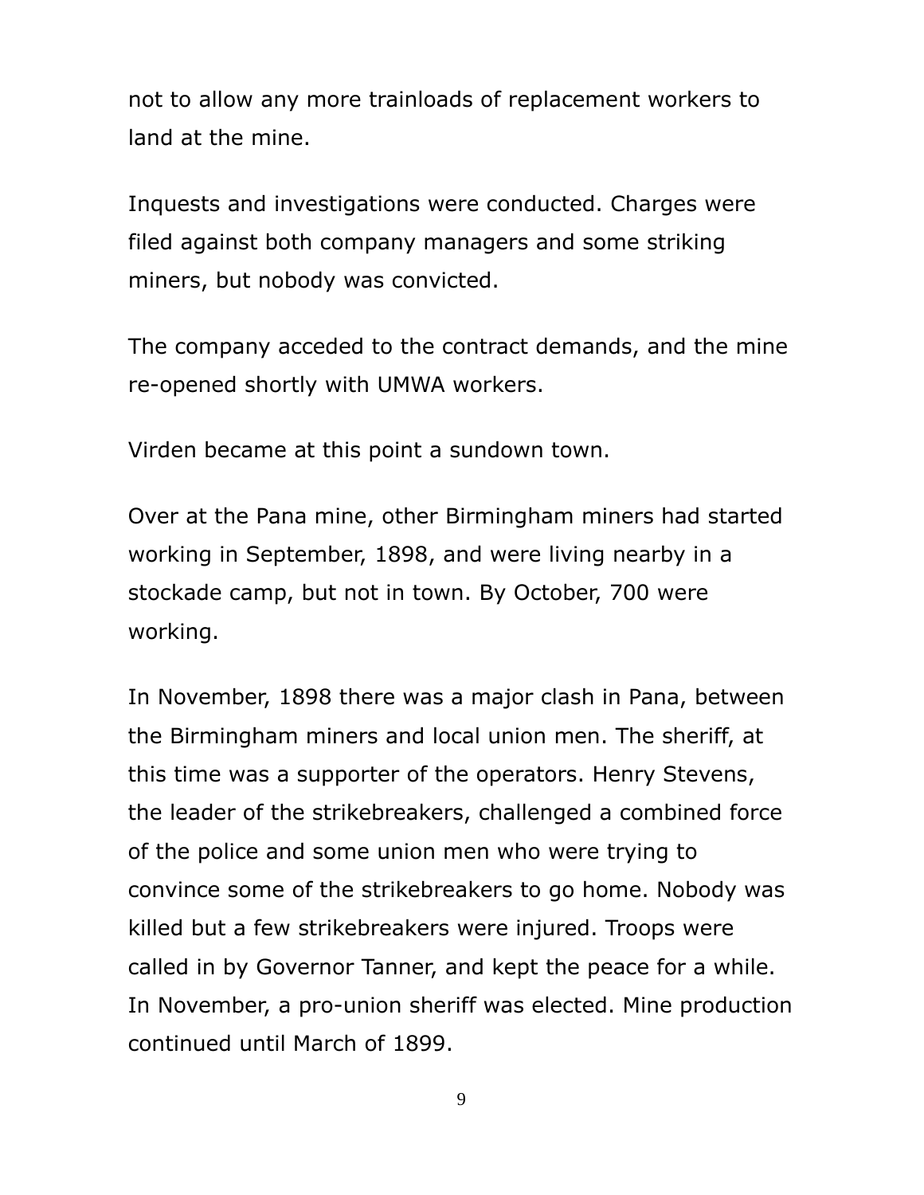not to allow any more trainloads of replacement workers to land at the mine.

Inquests and investigations were conducted. Charges were filed against both company managers and some striking miners, but nobody was convicted.

The company acceded to the contract demands, and the mine re-opened shortly with UMWA workers.

Virden became at this point a sundown town.

Over at the Pana mine, other Birmingham miners had started working in September, 1898, and were living nearby in a stockade camp, but not in town. By October, 700 were working.

In November, 1898 there was a major clash in Pana, between the Birmingham miners and local union men. The sheriff, at this time was a supporter of the operators. Henry Stevens, the leader of the strikebreakers, challenged a combined force of the police and some union men who were trying to convince some of the strikebreakers to go home. Nobody was killed but a few strikebreakers were injured. Troops were called in by Governor Tanner, and kept the peace for a while. In November, a pro-union sheriff was elected. Mine production continued until March of 1899.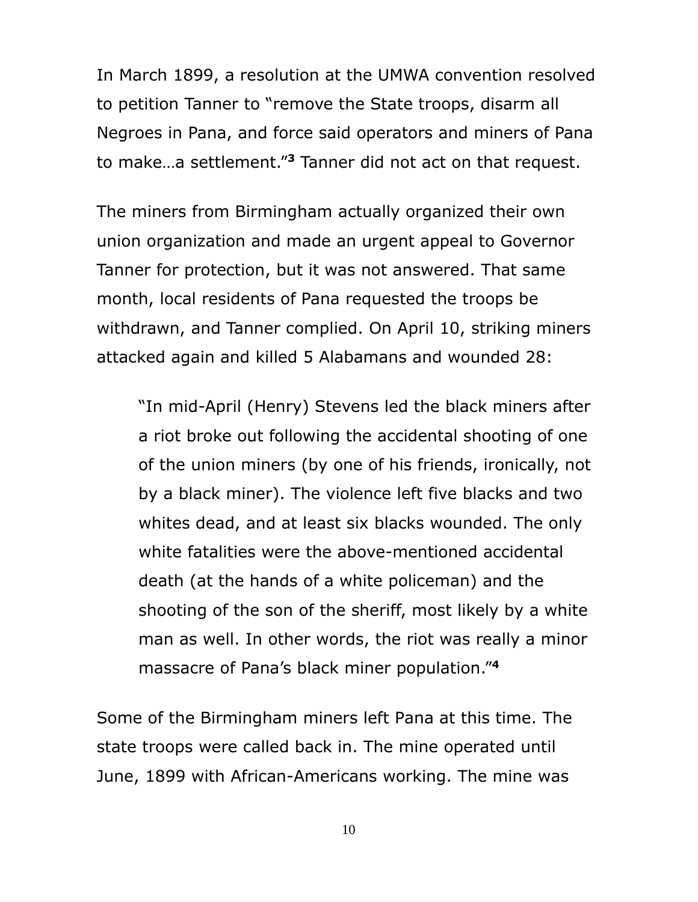In March 1899, a resolution at the UMWA convention resolved to petition Tanner to "remove the State troops, disarm all Negroes in Pana, and force said operators and miners of Pana to make…a settlement."[3] Tanner did not act on that request.

The miners from Birmingham actually organized their own union organization and made an urgent appeal to Governor Tanner for protection, but it was not answered. That same month, local residents of Pana requested the troops be withdrawn, and Tanner complied. On April 10, striking miners attacked again and killed 5 Alabamans and wounded 28:

> "In mid-April (Henry) Stevens led the black miners after a riot broke out following the accidental shooting of one of the union miners (by one of his friends, ironically, not by a black miner). The violence left five blacks and two whites dead, and at least six blacks wounded. The only white fatalities were the above-mentioned accidental death (at the hands of a white policeman) and the shooting of the son of the sheriff, most likely by a white man as well. In other words, the riot was really a minor massacre of Pana's black miner population."[4]

Some of the Birmingham miners left Pana at this time. The state troops were called back in. The mine operated until June, 1899 with African-Americans working. The mine was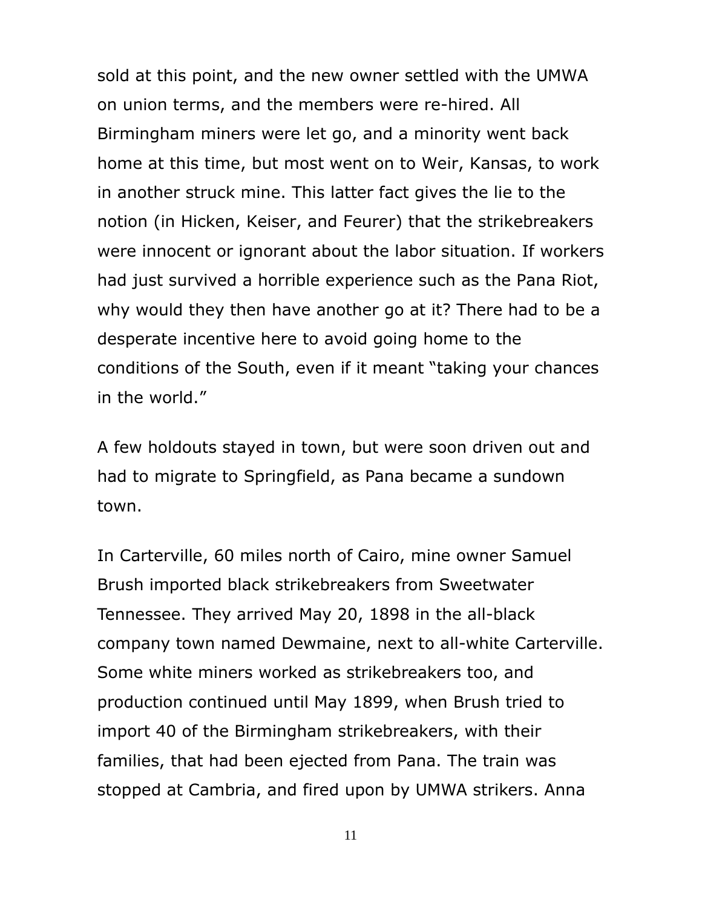sold at this point, and the new owner settled with the UMWA on union terms, and the members were re-hired. All Birmingham miners were let go, and a minority went back home at this time, but most went on to Weir, Kansas, to work in another struck mine. This latter fact gives the lie to the notion (in Hicken, Keiser, and Feurer) that the strikebreakers were innocent or ignorant about the labor situation. If workers had just survived a horrible experience such as the Pana Riot, why would they then have another go at it? There had to be a desperate incentive here to avoid going home to the conditions of the South, even if it meant "taking your chances in the world."

A few holdouts stayed in town, but were soon driven out and had to migrate to Springfield, as Pana became a sundown town.

In Carterville, 60 miles north of Cairo, mine owner Samuel Brush imported black strikebreakers from Sweetwater Tennessee. They arrived May 20, 1898 in the all-black company town named Dewmaine, next to all-white Carterville. Some white miners worked as strikebreakers too, and production continued until May 1899, when Brush tried to import 40 of the Birmingham strikebreakers, with their families, that had been ejected from Pana. The train was stopped at Cambria, and fired upon by UMWA strikers. Anna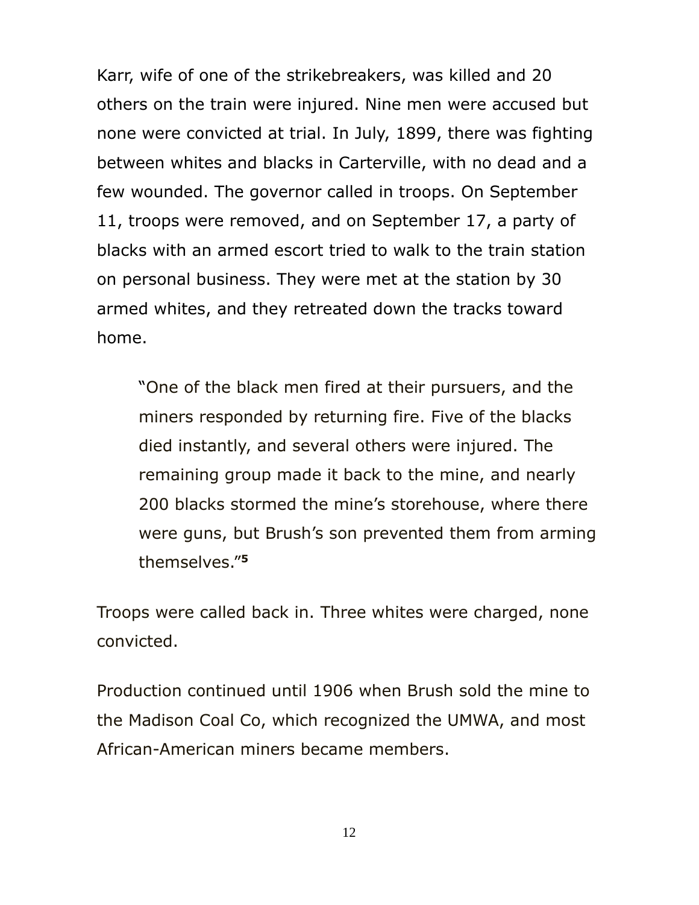Karr, wife of one of the strikebreakers, was killed and 20 others on the train were injured. Nine men were accused but none were convicted at trial. In July, 1899, there was fighting between whites and blacks in Carterville, with no dead and a few wounded. The governor called in troops. On September 11, troops were removed, and on September 17, a party of blacks with an armed escort tried to walk to the train station on personal business. They were met at the station by 30 armed whites, and they retreated down the tracks toward home.

> "One of the black men fired at their pursuers, and the miners responded by returning fire. Five of the blacks died instantly, and several others were injured. The remaining group made it back to the mine, and nearly 200 blacks stormed the mine's storehouse, where there were guns, but Brush's son prevented them from arming themselves."[5]

Troops were called back in. Three whites were charged, none convicted.

Production continued until 1906 when Brush sold the mine to the Madison Coal Co, which recognized the UMWA, and most African-American miners became members.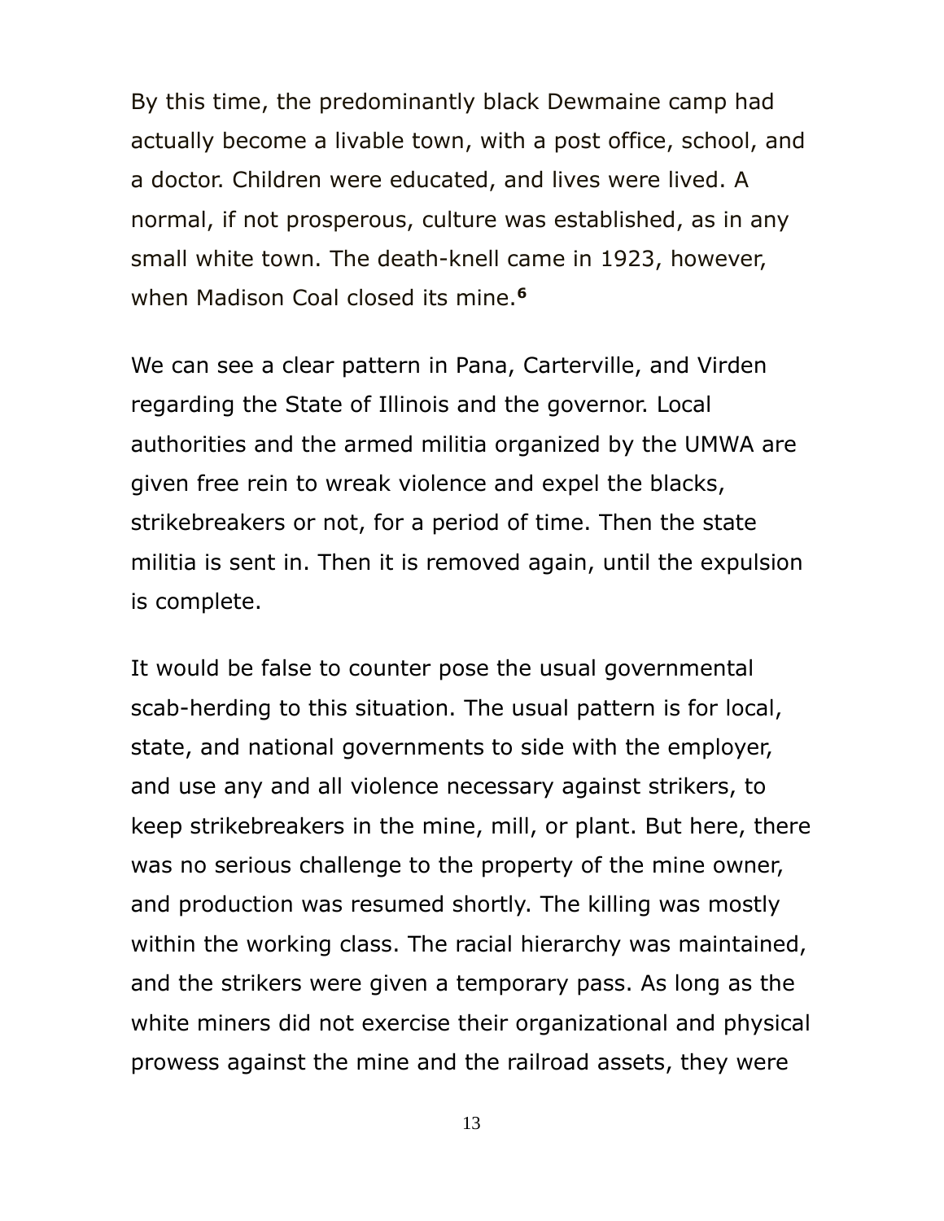By this time, the predominantly black Dewmaine camp had actually become a livable town, with a post office, school, and a doctor. Children were educated, and lives were lived. A normal, if not prosperous, culture was established, as in any small white town. The death-knell came in 1923, however, when Madison Coal closed its mine.[6]

We can see a clear pattern in Pana, Carterville, and Virden regarding the State of Illinois and the governor. Local authorities and the armed militia organized by the UMWA are given free rein to wreak violence and expel the blacks, strikebreakers or not, for a period of time. Then the state militia is sent in. Then it is removed again, until the expulsion is complete.

It would be false to counter pose the usual governmental scab-herding to this situation. The usual pattern is for local, state, and national governments to side with the employer, and use any and all violence necessary against strikers, to keep strikebreakers in the mine, mill, or plant. But here, there was no serious challenge to the property of the mine owner, and production was resumed shortly. The killing was mostly within the working class. The racial hierarchy was maintained, and the strikers were given a temporary pass. As long as the white miners did not exercise their organizational and physical prowess against the mine and the railroad assets, they were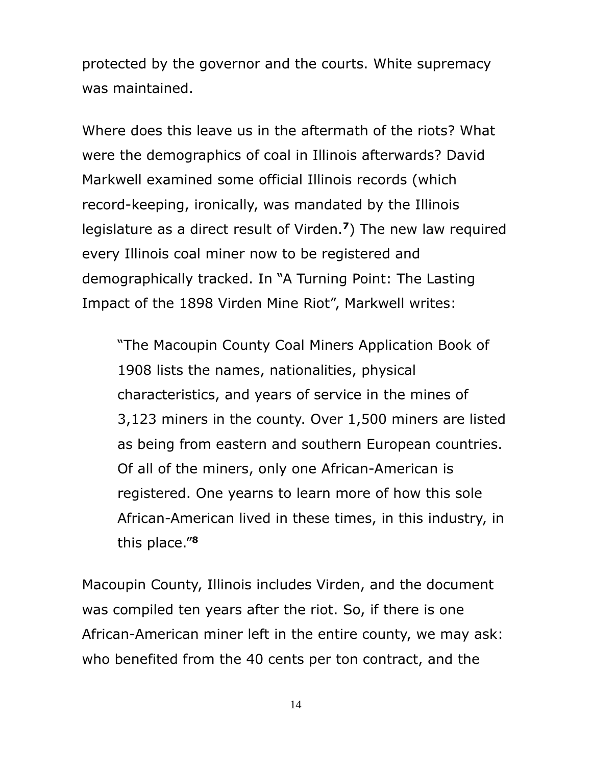protected by the governor and the courts. White supremacy was maintained.

Where does this leave us in the aftermath of the riots? What were the demographics of coal in Illinois afterwards? David Markwell examined some official Illinois records (which record-keeping, ironically, was mandated by the Illinois legislature as a direct result of Virden.[7]) The new law required every Illinois coal miner now to be registered and demographically tracked. In "A Turning Point: The Lasting Impact of the 1898 Virden Mine Riot", Markwell writes:

> "The Macoupin County Coal Miners Application Book of 1908 lists the names, nationalities, physical characteristics, and years of service in the mines of 3,123 miners in the county. Over 1,500 miners are listed as being from eastern and southern European countries. Of all of the miners, only one African-American is registered. One yearns to learn more of how this sole African-American lived in these times, in this industry, in this place."[8]

Macoupin County, Illinois includes Virden, and the document was compiled ten years after the riot. So, if there is one African-American miner left in the entire county, we may ask: who benefited from the 40 cents per ton contract, and the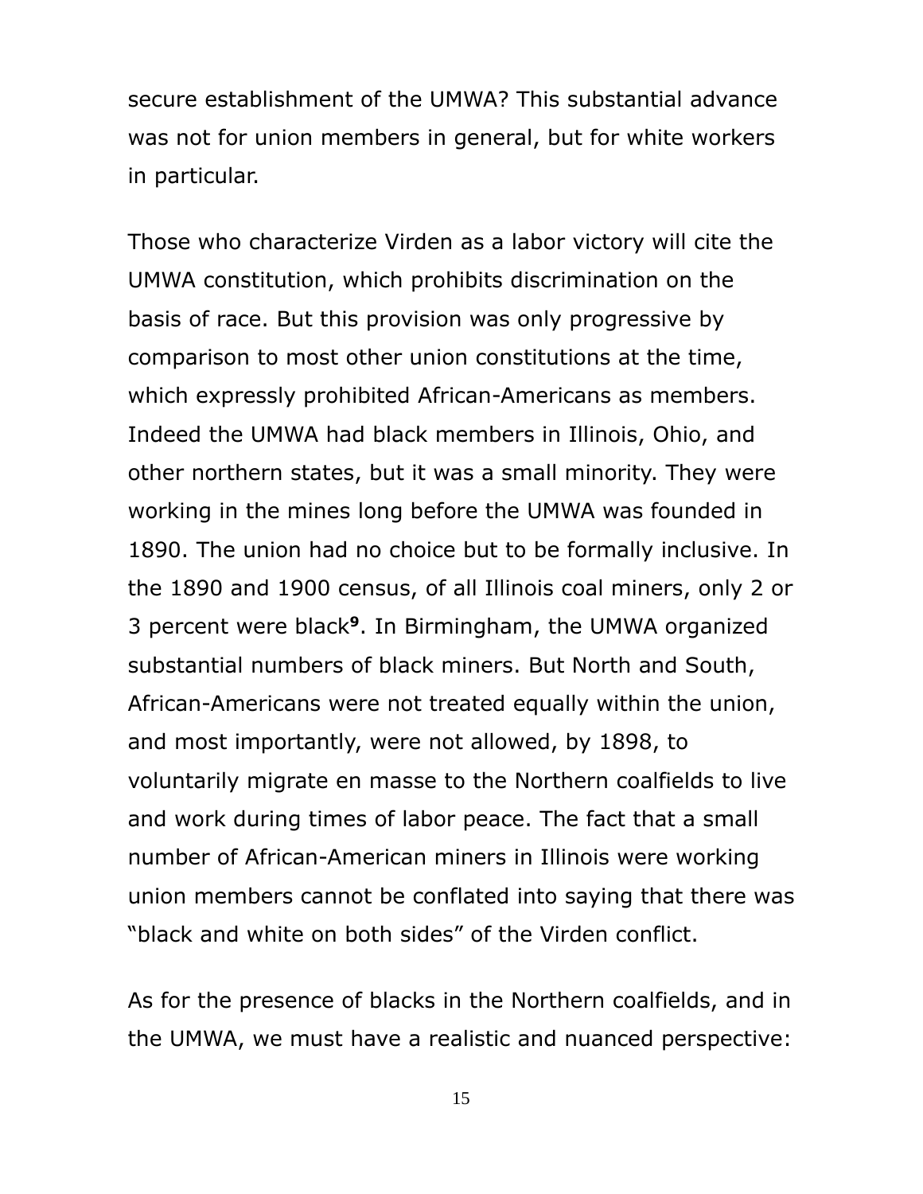secure establishment of the UMWA? This substantial advance was not for union members in general, but for white workers in particular.

Those who characterize Virden as a labor victory will cite the UMWA constitution, which prohibits discrimination on the basis of race. But this provision was only progressive by comparison to most other union constitutions at the time, which expressly prohibited African-Americans as members. Indeed the UMWA had black members in Illinois, Ohio, and other northern states, but it was a small minority. They were working in the mines long before the UMWA was founded in 1890. The union had no choice but to be formally inclusive. In the 1890 and 1900 census, of all Illinois coal miners, only 2 or 3 percent were black[9]. In Birmingham, the UMWA organized substantial numbers of black miners. But North and South, African-Americans were not treated equally within the union, and most importantly, were not allowed, by 1898, to voluntarily migrate en masse to the Northern coalfields to live and work during times of labor peace. The fact that a small number of African-American miners in Illinois were working union members cannot be conflated into saying that there was "black and white on both sides" of the Virden conflict.

As for the presence of blacks in the Northern coalfields, and in the UMWA, we must have a realistic and nuanced perspective: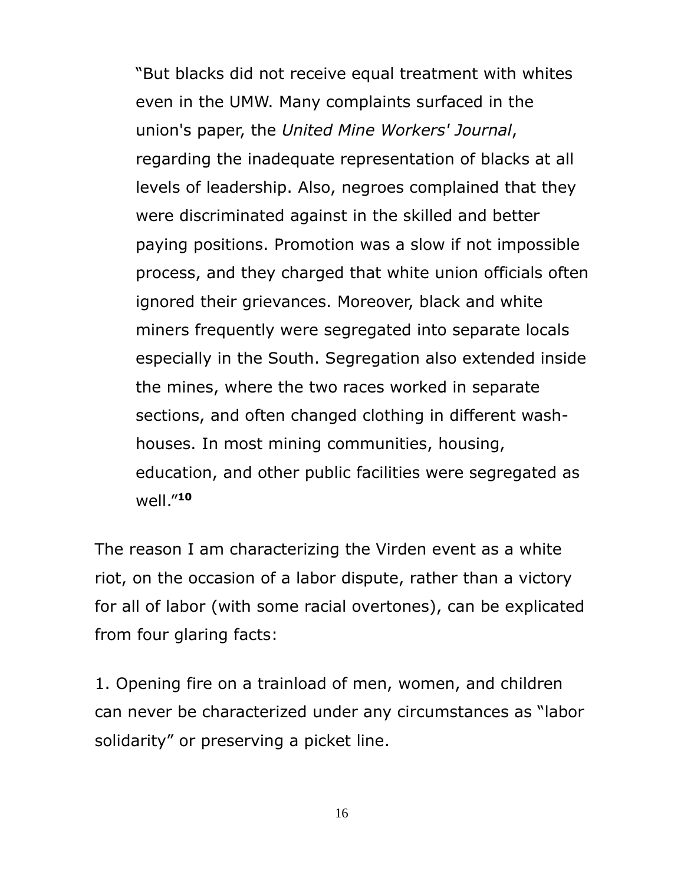> "But blacks did not receive equal treatment with whites even in the UMW. Many complaints surfaced in the union's paper, the *United Mine Workers' Journal*, regarding the inadequate representation of blacks at all levels of leadership. Also, negroes complained that they were discriminated against in the skilled and better paying positions. Promotion was a slow if not impossible process, and they charged that white union officials often ignored their grievances. Moreover, black and white miners frequently were segregated into separate locals especially in the South. Segregation also extended inside the mines, where the two races worked in separate sections, and often changed clothing in different wash-houses. In most mining communities, housing, education, and other public facilities were segregated as well."[10]

The reason I am characterizing the Virden event as a white riot, on the occasion of a labor dispute, rather than a victory for all of labor (with some racial overtones), can be explicated from four glaring facts:

1. Opening fire on a trainload of men, women, and children can never be characterized under any circumstances as "labor solidarity" or preserving a picket line.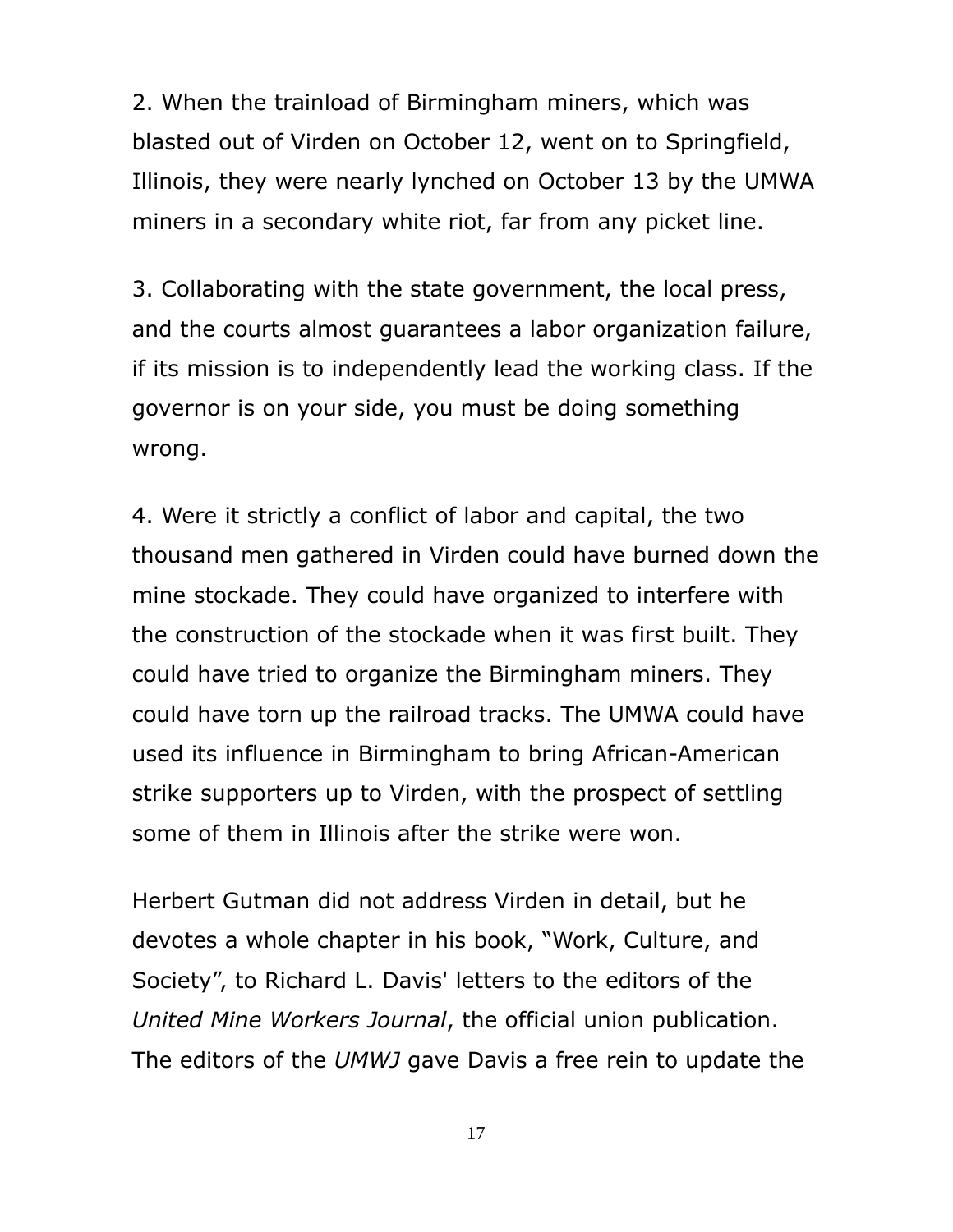2. When the trainload of Birmingham miners, which was blasted out of Virden on October 12, went on to Springfield, Illinois, they were nearly lynched on October 13 by the UMWA miners in a secondary white riot, far from any picket line.

3. Collaborating with the state government, the local press, and the courts almost guarantees a labor organization failure, if its mission is to independently lead the working class. If the governor is on your side, you must be doing something wrong.

4. Were it strictly a conflict of labor and capital, the two thousand men gathered in Virden could have burned down the mine stockade. They could have organized to interfere with the construction of the stockade when it was first built. They could have tried to organize the Birmingham miners. They could have torn up the railroad tracks. The UMWA could have used its influence in Birmingham to bring African-American strike supporters up to Virden, with the prospect of settling some of them in Illinois after the strike were won.

Herbert Gutman did not address Virden in detail, but he devotes a whole chapter in his book, "Work, Culture, and Society", to Richard L. Davis' letters to the editors of the *United Mine Workers Journal*, the official union publication. The editors of the *UMWJ* gave Davis a free rein to update the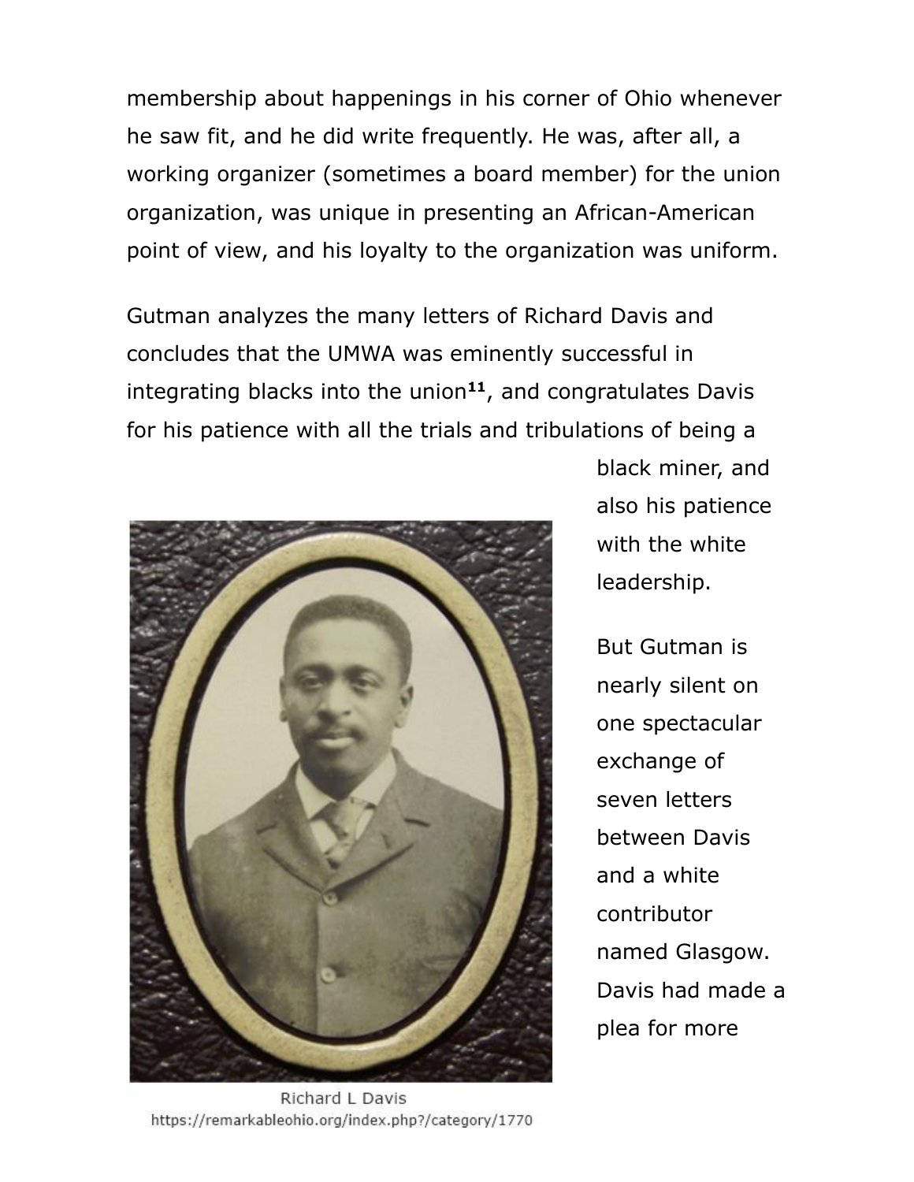membership about happenings in his corner of Ohio whenever he saw fit, and he did write frequently. He was, after all, a working organizer (sometimes a board member) for the union organization, was unique in presenting an African-American point of view, and his loyalty to the organization was uniform.

Gutman analyzes the many letters of Richard Davis and concludes that the UMWA was eminently successful in integrating blacks into the union[11], and congratulates Davis for his patience with all the trials and tribulations of being a black miner, and also his patience with the white leadership.

Richard L Davis
https://remarkableohio.org/index.php?/category/1770

But Gutman is nearly silent on one spectacular exchange of seven letters between Davis and a white contributor named Glasgow. Davis had made a plea for more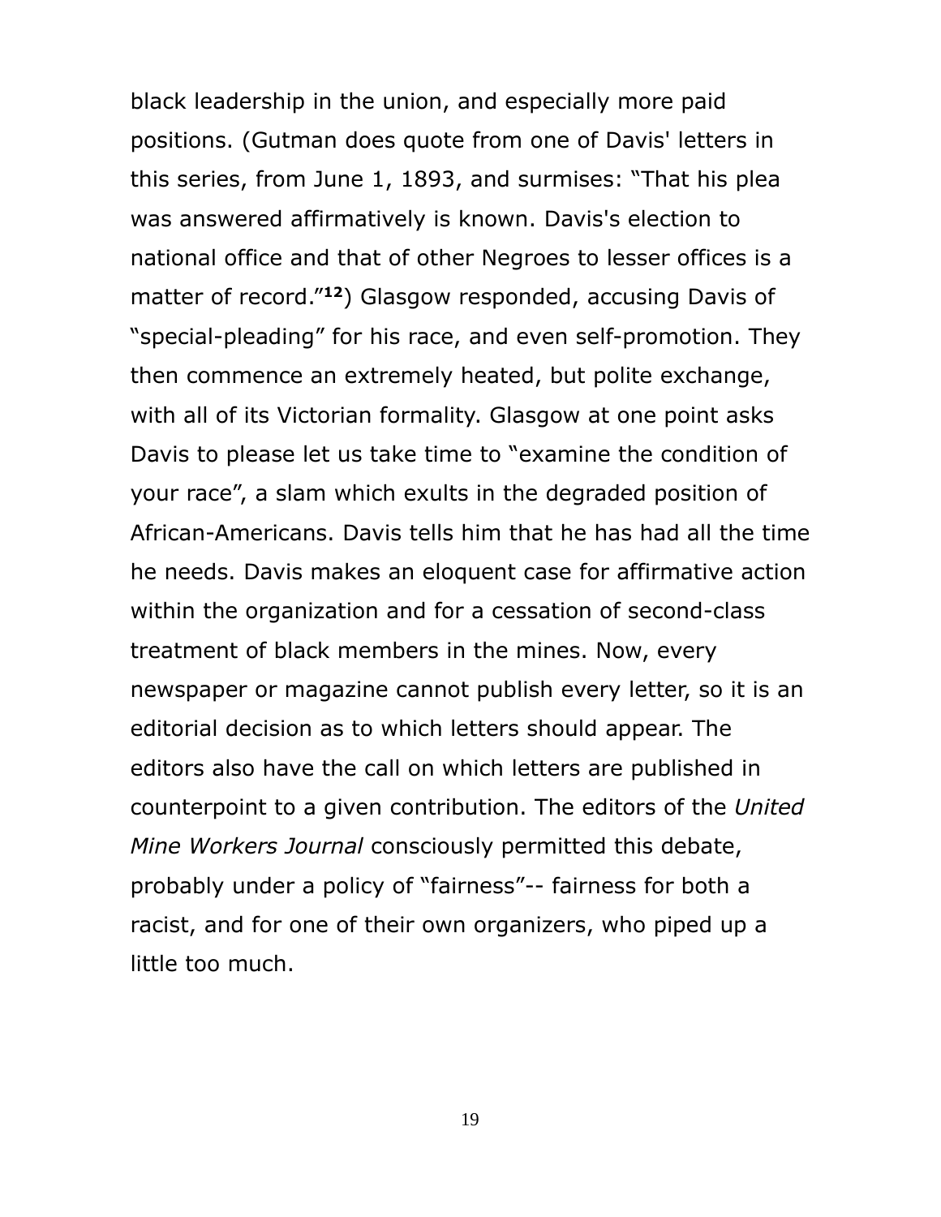black leadership in the union, and especially more paid positions. (Gutman does quote from one of Davis' letters in this series, from June 1, 1893, and surmises: "That his plea was answered affirmatively is known. Davis's election to national office and that of other Negroes to lesser offices is a matter of record."[12]) Glasgow responded, accusing Davis of "special-pleading" for his race, and even self-promotion. They then commence an extremely heated, but polite exchange, with all of its Victorian formality. Glasgow at one point asks Davis to please let us take time to "examine the condition of your race", a slam which exults in the degraded position of African-Americans. Davis tells him that he has had all the time he needs. Davis makes an eloquent case for affirmative action within the organization and for a cessation of second-class treatment of black members in the mines. Now, every newspaper or magazine cannot publish every letter, so it is an editorial decision as to which letters should appear. The editors also have the call on which letters are published in counterpoint to a given contribution. The editors of the *United Mine Workers Journal* consciously permitted this debate, probably under a policy of "fairness"-- fairness for both a racist, and for one of their own organizers, who piped up a little too much.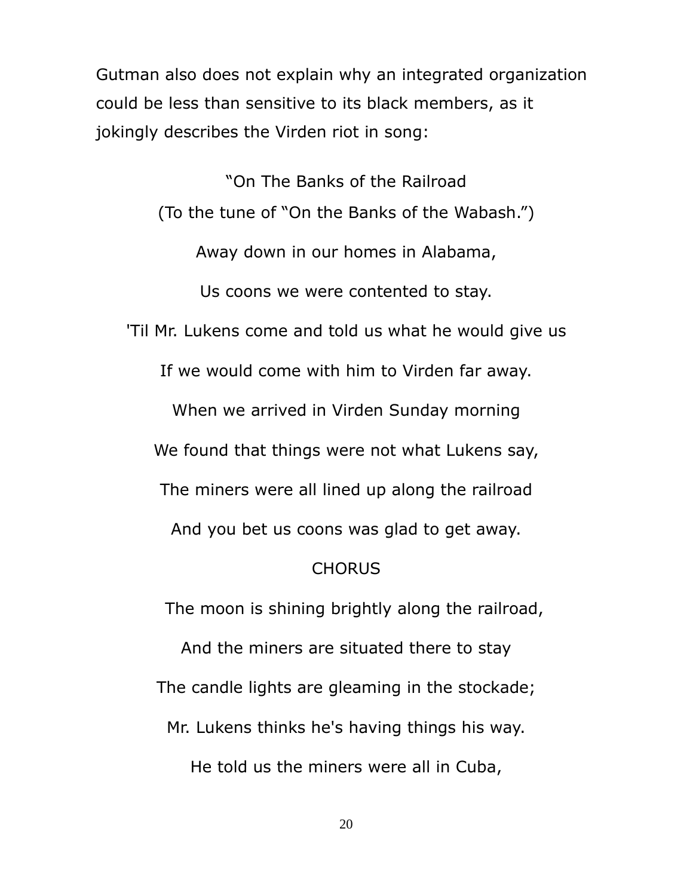Gutman also does not explain why an integrated organization could be less than sensitive to its black members, as it jokingly describes the Virden riot in song:

"On The Banks of the Railroad

(To the tune of "On the Banks of the Wabash.")

Away down in our homes in Alabama,

Us coons we were contented to stay.

'Til Mr. Lukens come and told us what he would give us

If we would come with him to Virden far away.

When we arrived in Virden Sunday morning

We found that things were not what Lukens say,

The miners were all lined up along the railroad

And you bet us coons was glad to get away.

CHORUS

The moon is shining brightly along the railroad,

And the miners are situated there to stay

The candle lights are gleaming in the stockade;

Mr. Lukens thinks he's having things his way.

He told us the miners were all in Cuba,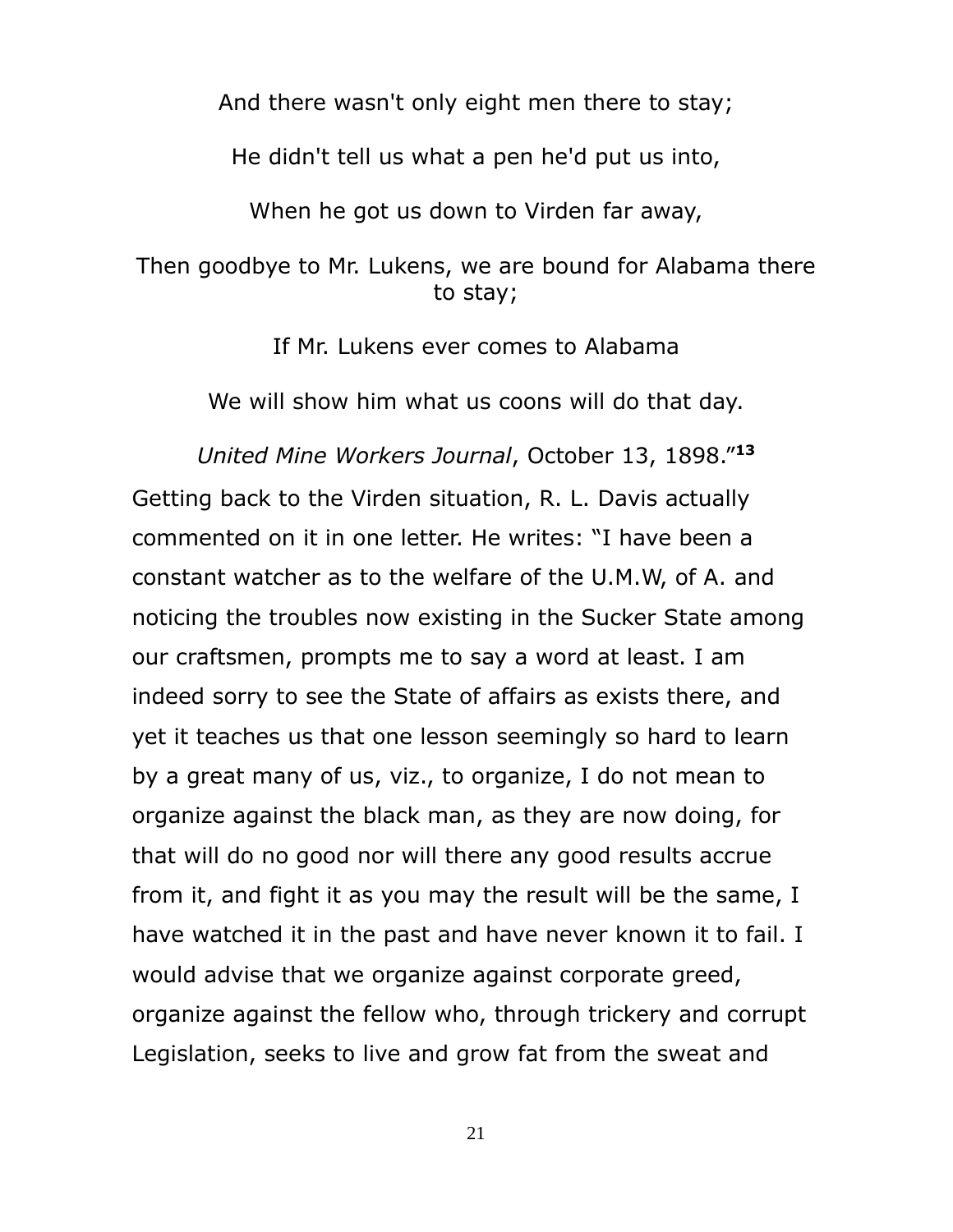And there wasn't only eight men there to stay;

He didn't tell us what a pen he'd put us into,

When he got us down to Virden far away,

Then goodbye to Mr. Lukens, we are bound for Alabama there to stay;

If Mr. Lukens ever comes to Alabama

We will show him what us coons will do that day.

*United Mine Workers Journal*, October 13, 1898."[13]

Getting back to the Virden situation, R. L. Davis actually commented on it in one letter. He writes: "I have been a constant watcher as to the welfare of the U.M.W, of A. and noticing the troubles now existing in the Sucker State among our craftsmen, prompts me to say a word at least. I am indeed sorry to see the State of affairs as exists there, and yet it teaches us that one lesson seemingly so hard to learn by a great many of us, viz., to organize, I do not mean to organize against the black man, as they are now doing, for that will do no good nor will there any good results accrue from it, and fight it as you may the result will be the same, I have watched it in the past and have never known it to fail. I would advise that we organize against corporate greed, organize against the fellow who, through trickery and corrupt Legislation, seeks to live and grow fat from the sweat and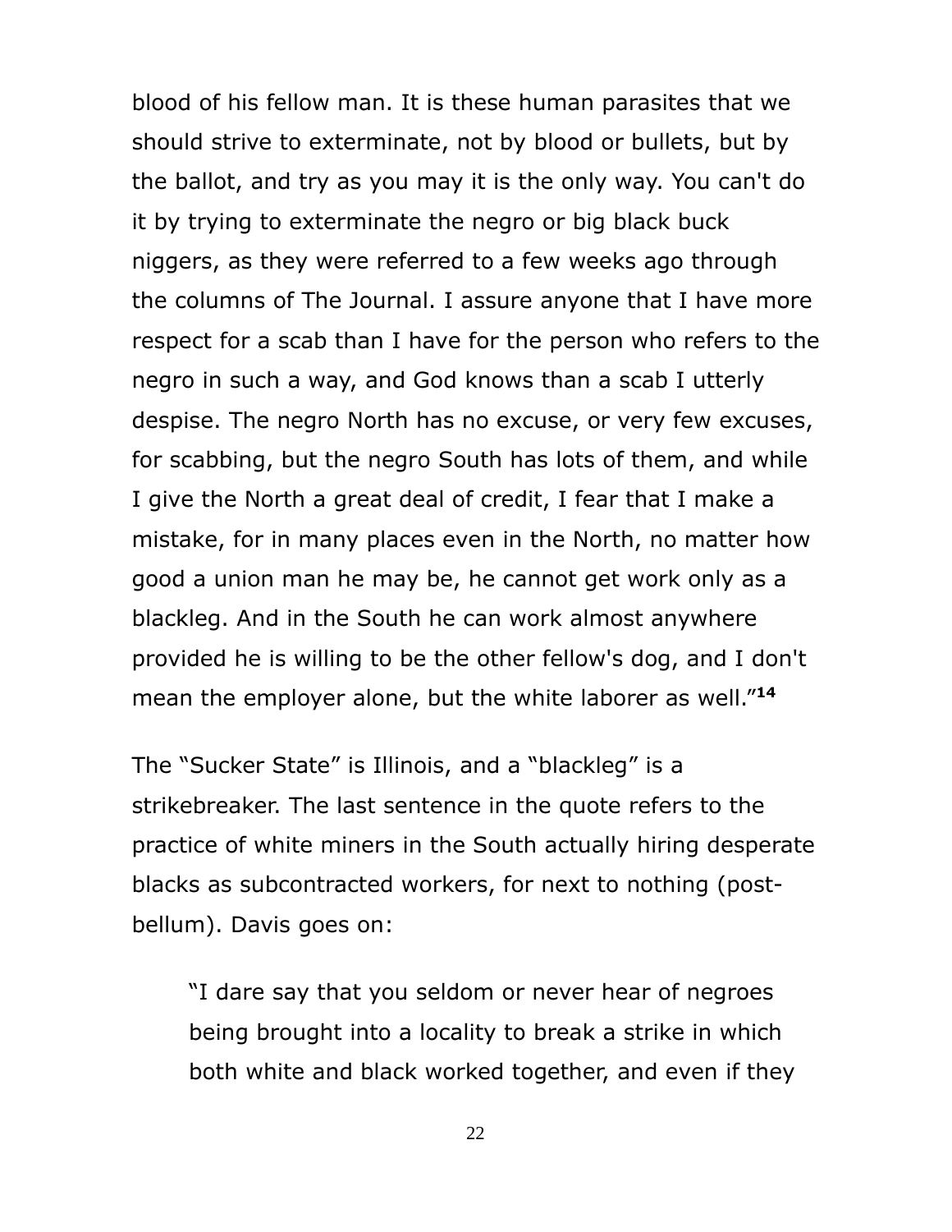blood of his fellow man. It is these human parasites that we should strive to exterminate, not by blood or bullets, but by the ballot, and try as you may it is the only way. You can't do it by trying to exterminate the negro or big black buck niggers, as they were referred to a few weeks ago through the columns of The Journal. I assure anyone that I have more respect for a scab than I have for the person who refers to the negro in such a way, and God knows than a scab I utterly despise. The negro North has no excuse, or very few excuses, for scabbing, but the negro South has lots of them, and while I give the North a great deal of credit, I fear that I make a mistake, for in many places even in the North, no matter how good a union man he may be, he cannot get work only as a blackleg. And in the South he can work almost anywhere provided he is willing to be the other fellow's dog, and I don't mean the employer alone, but the white laborer as well."[14]

The "Sucker State" is Illinois, and a "blackleg" is a strikebreaker. The last sentence in the quote refers to the practice of white miners in the South actually hiring desperate blacks as subcontracted workers, for next to nothing (post-bellum). Davis goes on:

> "I dare say that you seldom or never hear of negroes being brought into a locality to break a strike in which both white and black worked together, and even if they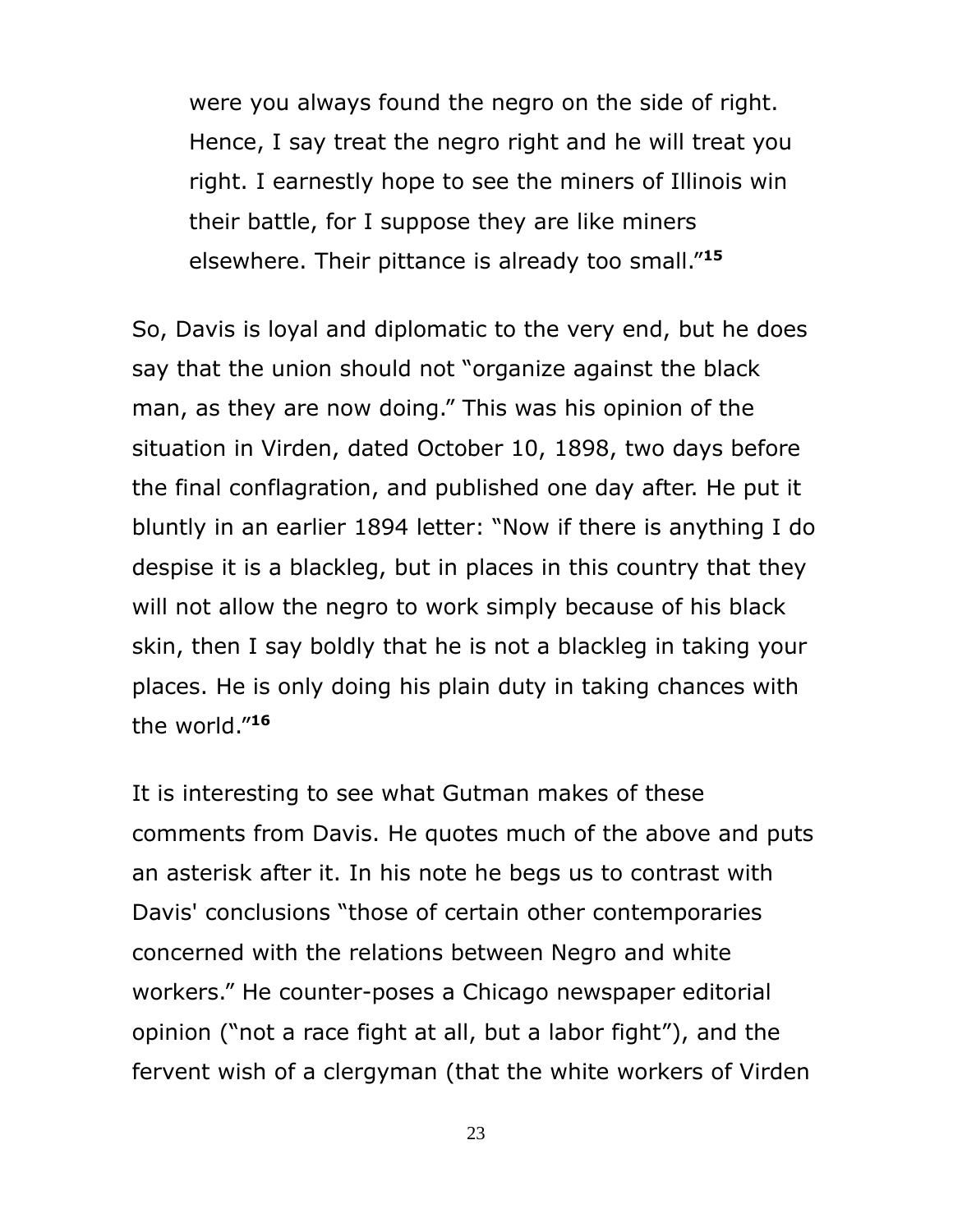> were you always found the negro on the side of right. Hence, I say treat the negro right and he will treat you right. I earnestly hope to see the miners of Illinois win their battle, for I suppose they are like miners elsewhere. Their pittance is already too small."[15]

So, Davis is loyal and diplomatic to the very end, but he does say that the union should not "organize against the black man, as they are now doing." This was his opinion of the situation in Virden, dated October 10, 1898, two days before the final conflagration, and published one day after. He put it bluntly in an earlier 1894 letter: "Now if there is anything I do despise it is a blackleg, but in places in this country that they will not allow the negro to work simply because of his black skin, then I say boldly that he is not a blackleg in taking your places. He is only doing his plain duty in taking chances with the world."[16]

It is interesting to see what Gutman makes of these comments from Davis. He quotes much of the above and puts an asterisk after it. In his note he begs us to contrast with Davis' conclusions "those of certain other contemporaries concerned with the relations between Negro and white workers." He counter-poses a Chicago newspaper editorial opinion ("not a race fight at all, but a labor fight"), and the fervent wish of a clergyman (that the white workers of Virden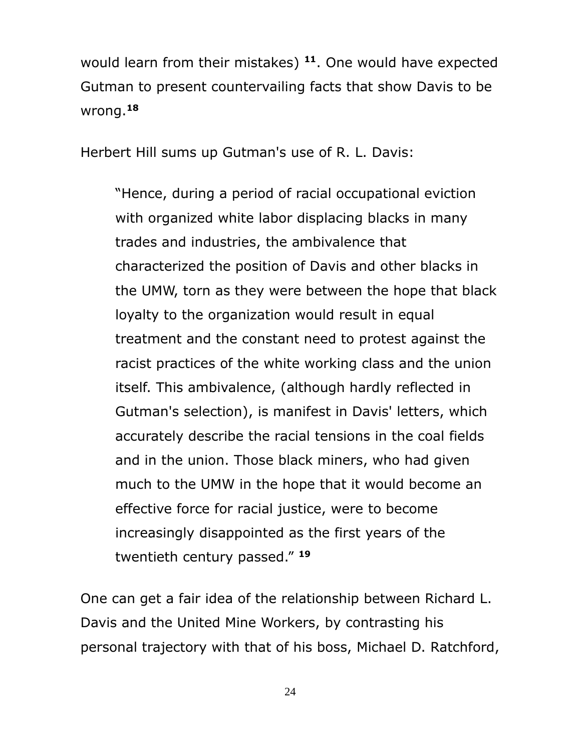would learn from their mistakes) [11]. One would have expected Gutman to present countervailing facts that show Davis to be wrong.[18]

Herbert Hill sums up Gutman's use of R. L. Davis:

> "Hence, during a period of racial occupational eviction with organized white labor displacing blacks in many trades and industries, the ambivalence that characterized the position of Davis and other blacks in the UMW, torn as they were between the hope that black loyalty to the organization would result in equal treatment and the constant need to protest against the racist practices of the white working class and the union itself. This ambivalence, (although hardly reflected in Gutman's selection), is manifest in Davis' letters, which accurately describe the racial tensions in the coal fields and in the union. Those black miners, who had given much to the UMW in the hope that it would become an effective force for racial justice, were to become increasingly disappointed as the first years of the twentieth century passed." [19]

One can get a fair idea of the relationship between Richard L. Davis and the United Mine Workers, by contrasting his personal trajectory with that of his boss, Michael D. Ratchford,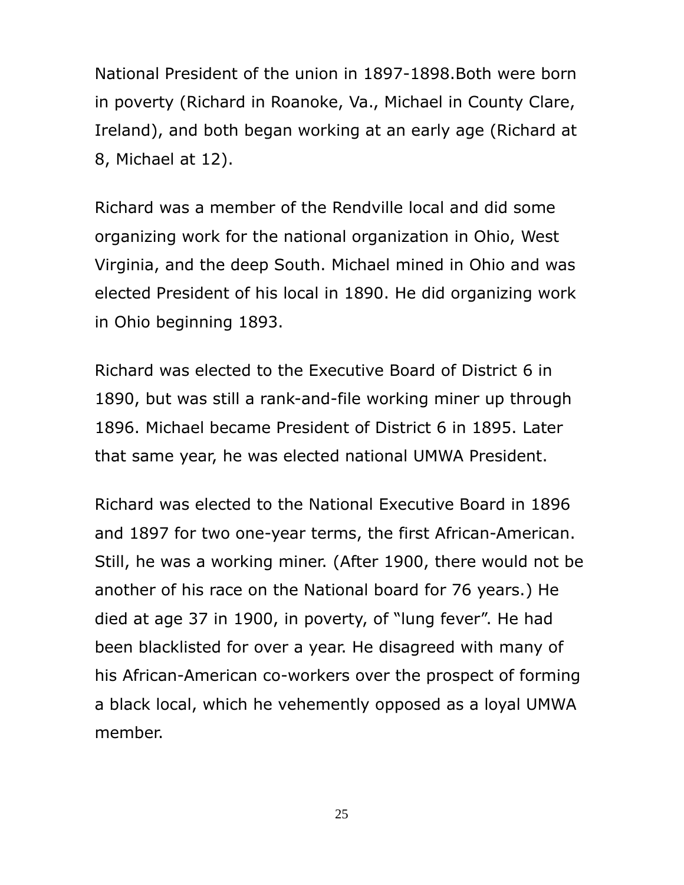National President of the union in 1897-1898.Both were born in poverty (Richard in Roanoke, Va., Michael in County Clare, Ireland), and both began working at an early age (Richard at 8, Michael at 12).

Richard was a member of the Rendville local and did some organizing work for the national organization in Ohio, West Virginia, and the deep South. Michael mined in Ohio and was elected President of his local in 1890. He did organizing work in Ohio beginning 1893.

Richard was elected to the Executive Board of District 6 in 1890, but was still a rank-and-file working miner up through 1896. Michael became President of District 6 in 1895. Later that same year, he was elected national UMWA President.

Richard was elected to the National Executive Board in 1896 and 1897 for two one-year terms, the first African-American. Still, he was a working miner. (After 1900, there would not be another of his race on the National board for 76 years.) He died at age 37 in 1900, in poverty, of "lung fever". He had been blacklisted for over a year. He disagreed with many of his African-American co-workers over the prospect of forming a black local, which he vehemently opposed as a loyal UMWA member.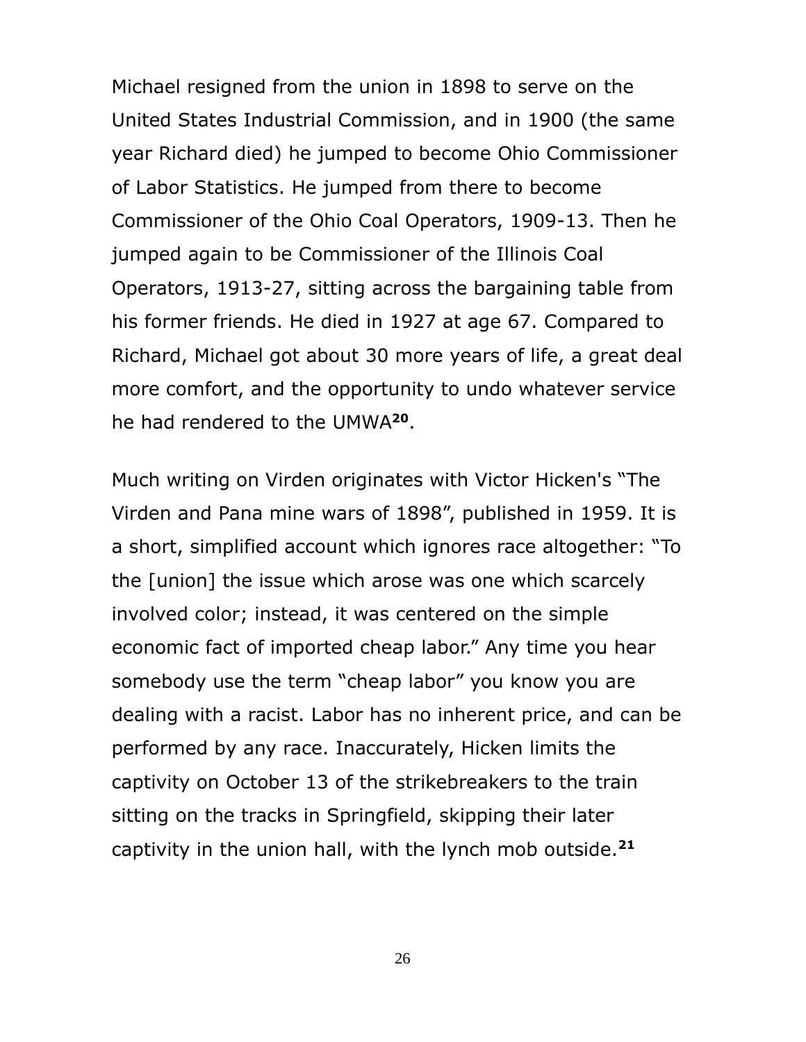Michael resigned from the union in 1898 to serve on the United States Industrial Commission, and in 1900 (the same year Richard died) he jumped to become Ohio Commissioner of Labor Statistics. He jumped from there to become Commissioner of the Ohio Coal Operators, 1909-13. Then he jumped again to be Commissioner of the Illinois Coal Operators, 1913-27, sitting across the bargaining table from his former friends. He died in 1927 at age 67. Compared to Richard, Michael got about 30 more years of life, a great deal more comfort, and the opportunity to undo whatever service he had rendered to the UMWA[20].

Much writing on Virden originates with Victor Hicken's "The Virden and Pana mine wars of 1898", published in 1959. It is a short, simplified account which ignores race altogether: "To the [union] the issue which arose was one which scarcely involved color; instead, it was centered on the simple economic fact of imported cheap labor." Any time you hear somebody use the term "cheap labor" you know you are dealing with a racist. Labor has no inherent price, and can be performed by any race. Inaccurately, Hicken limits the captivity on October 13 of the strikebreakers to the train sitting on the tracks in Springfield, skipping their later captivity in the union hall, with the lynch mob outside.[21]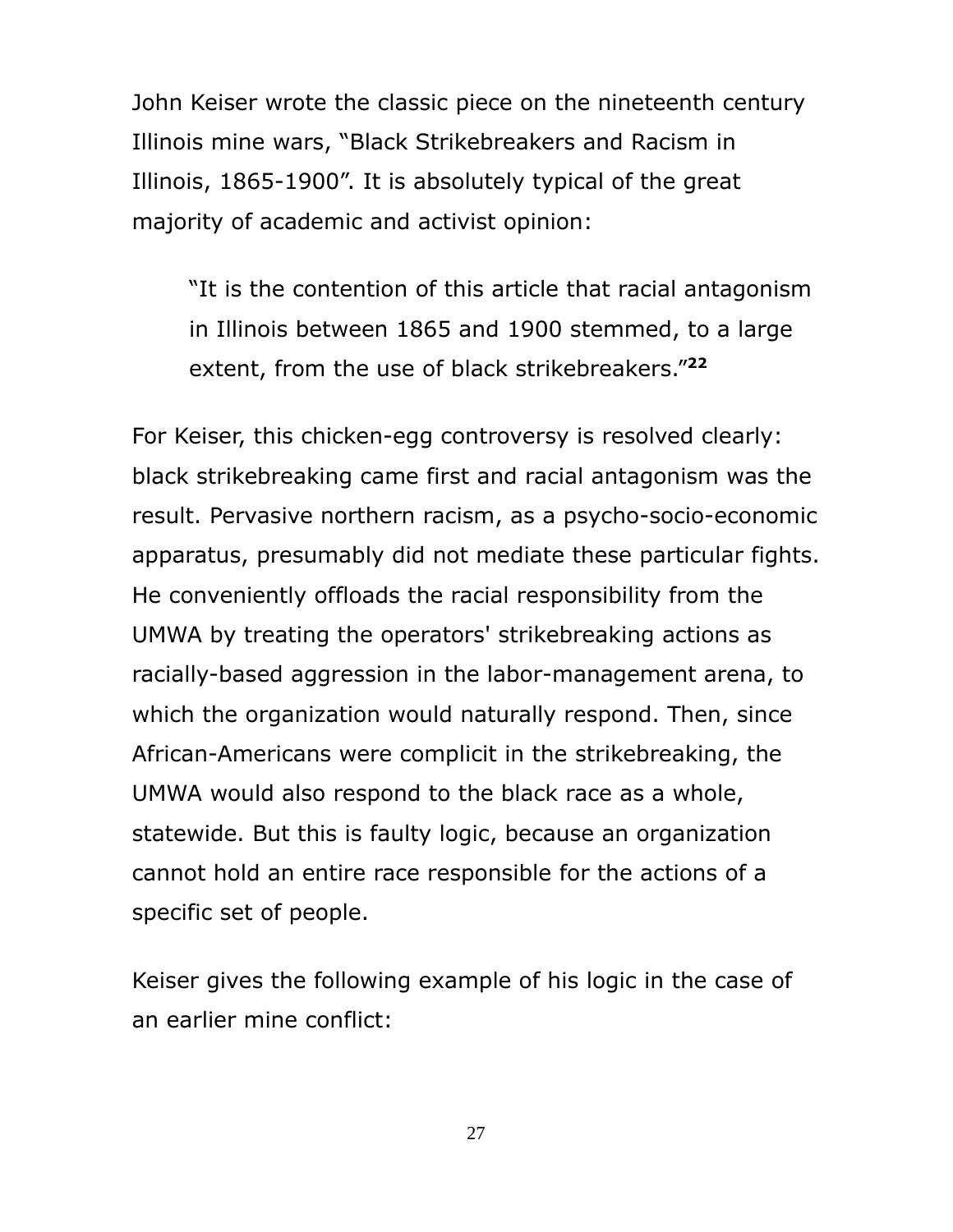John Keiser wrote the classic piece on the nineteenth century Illinois mine wars, “Black Strikebreakers and Racism in Illinois, 1865-1900”. It is absolutely typical of the great majority of academic and activist opinion:

> “It is the contention of this article that racial antagonism in Illinois between 1865 and 1900 stemmed, to a large extent, from the use of black strikebreakers.”[22]

For Keiser, this chicken-egg controversy is resolved clearly: black strikebreaking came first and racial antagonism was the result. Pervasive northern racism, as a psycho-socio-economic apparatus, presumably did not mediate these particular fights. He conveniently offloads the racial responsibility from the UMWA by treating the operators' strikebreaking actions as racially-based aggression in the labor-management arena, to which the organization would naturally respond. Then, since African-Americans were complicit in the strikebreaking, the UMWA would also respond to the black race as a whole, statewide. But this is faulty logic, because an organization cannot hold an entire race responsible for the actions of a specific set of people.

Keiser gives the following example of his logic in the case of an earlier mine conflict: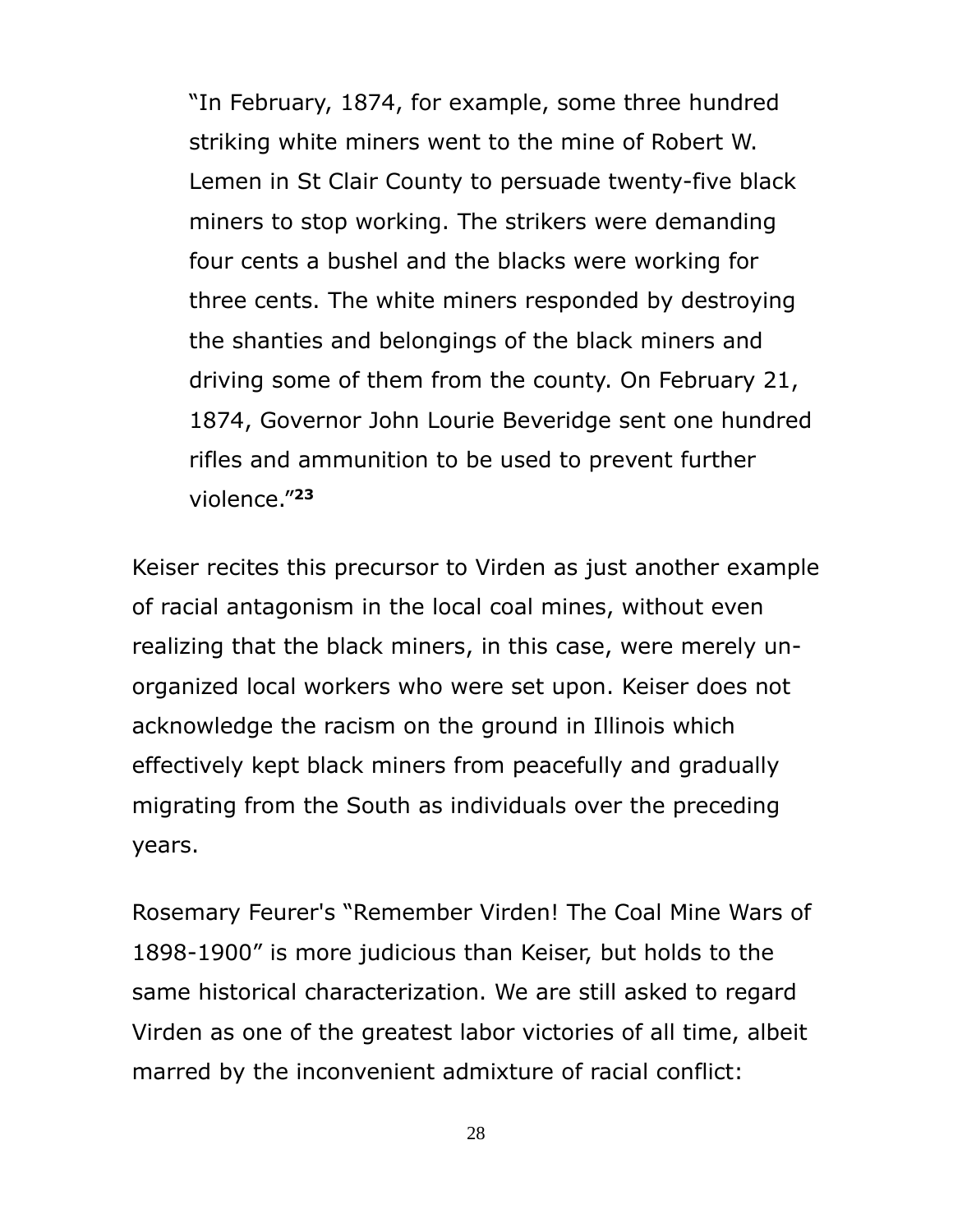> "In February, 1874, for example, some three hundred striking white miners went to the mine of Robert W. Lemen in St Clair County to persuade twenty-five black miners to stop working. The strikers were demanding four cents a bushel and the blacks were working for three cents. The white miners responded by destroying the shanties and belongings of the black miners and driving some of them from the county. On February 21, 1874, Governor John Lourie Beveridge sent one hundred rifles and ammunition to be used to prevent further violence."[23]

Keiser recites this precursor to Virden as just another example of racial antagonism in the local coal mines, without even realizing that the black miners, in this case, were merely un-organized local workers who were set upon. Keiser does not acknowledge the racism on the ground in Illinois which effectively kept black miners from peacefully and gradually migrating from the South as individuals over the preceding years.

Rosemary Feurer's "Remember Virden! The Coal Mine Wars of 1898-1900" is more judicious than Keiser, but holds to the same historical characterization. We are still asked to regard Virden as one of the greatest labor victories of all time, albeit marred by the inconvenient admixture of racial conflict: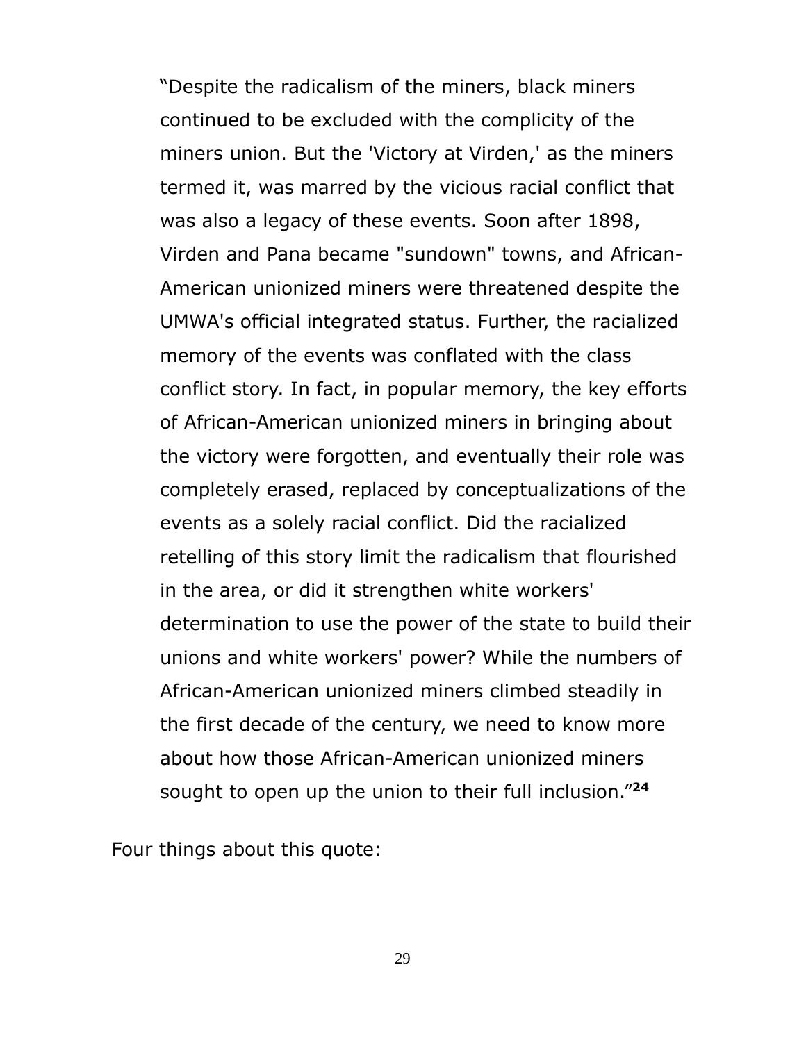> “Despite the radicalism of the miners, black miners continued to be excluded with the complicity of the miners union. But the 'Victory at Virden,' as the miners termed it, was marred by the vicious racial conflict that was also a legacy of these events. Soon after 1898, Virden and Pana became "sundown" towns, and African-American unionized miners were threatened despite the UMWA's official integrated status. Further, the racialized memory of the events was conflated with the class conflict story. In fact, in popular memory, the key efforts of African-American unionized miners in bringing about the victory were forgotten, and eventually their role was completely erased, replaced by conceptualizations of the events as a solely racial conflict. Did the racialized retelling of this story limit the radicalism that flourished in the area, or did it strengthen white workers' determination to use the power of the state to build their unions and white workers' power? While the numbers of African-American unionized miners climbed steadily in the first decade of the century, we need to know more about how those African-American unionized miners sought to open up the union to their full inclusion.”[24]

Four things about this quote: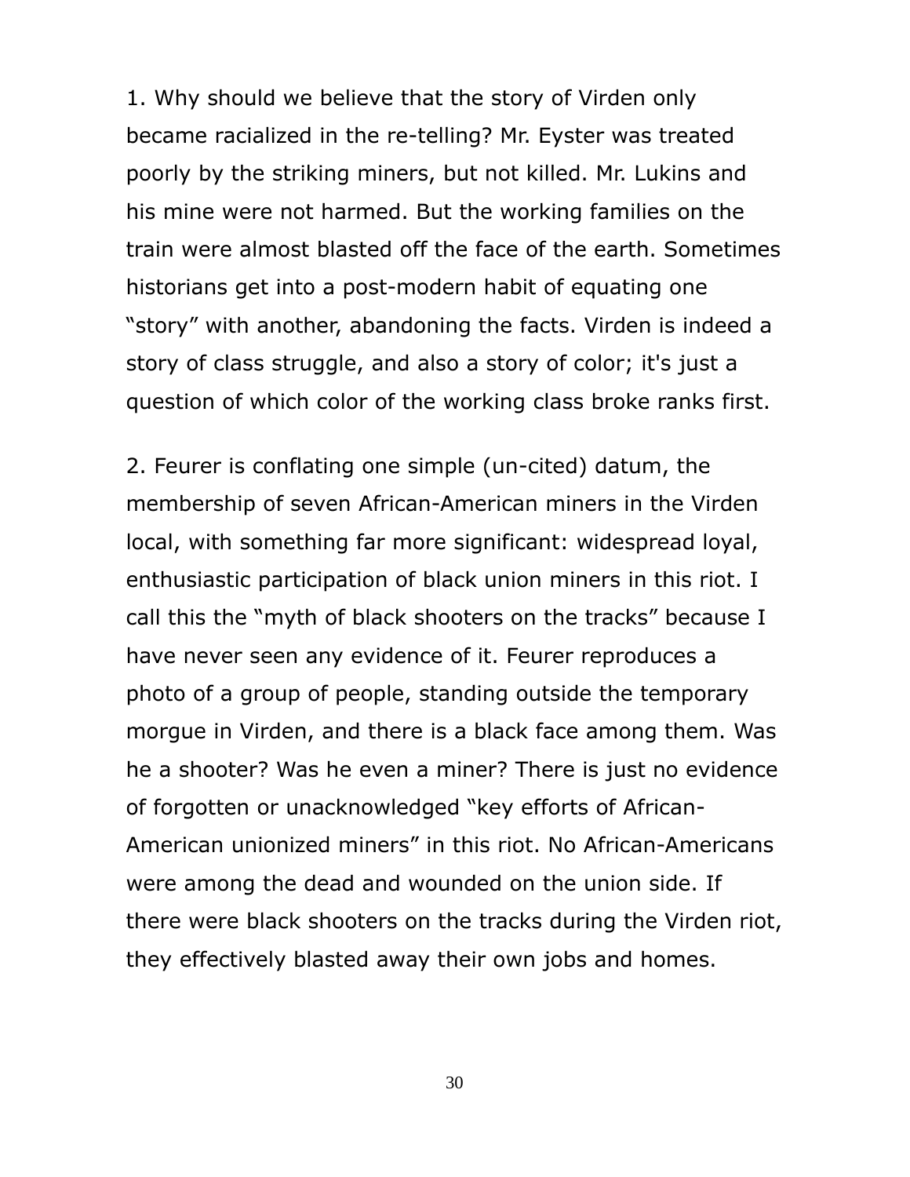1. Why should we believe that the story of Virden only became racialized in the re-telling? Mr. Eyster was treated poorly by the striking miners, but not killed. Mr. Lukins and his mine were not harmed. But the working families on the train were almost blasted off the face of the earth. Sometimes historians get into a post-modern habit of equating one "story" with another, abandoning the facts. Virden is indeed a story of class struggle, and also a story of color; it's just a question of which color of the working class broke ranks first.

2. Feurer is conflating one simple (un-cited) datum, the membership of seven African-American miners in the Virden local, with something far more significant: widespread loyal, enthusiastic participation of black union miners in this riot. I call this the "myth of black shooters on the tracks" because I have never seen any evidence of it. Feurer reproduces a photo of a group of people, standing outside the temporary morgue in Virden, and there is a black face among them. Was he a shooter? Was he even a miner? There is just no evidence of forgotten or unacknowledged "key efforts of African-American unionized miners" in this riot. No African-Americans were among the dead and wounded on the union side. If there were black shooters on the tracks during the Virden riot, they effectively blasted away their own jobs and homes.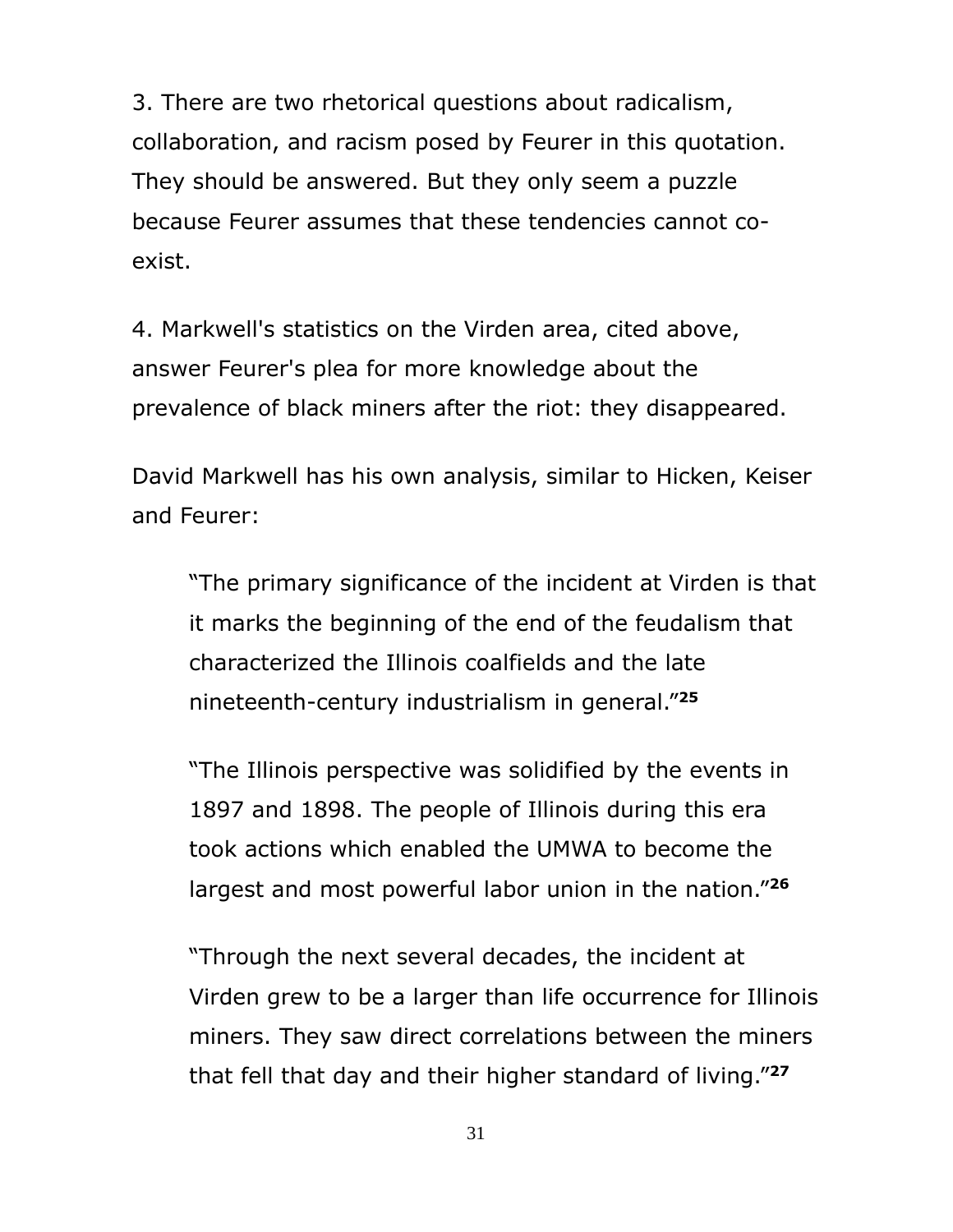3. There are two rhetorical questions about radicalism, collaboration, and racism posed by Feurer in this quotation. They should be answered. But they only seem a puzzle because Feurer assumes that these tendencies cannot co-exist.

4. Markwell's statistics on the Virden area, cited above, answer Feurer's plea for more knowledge about the prevalence of black miners after the riot: they disappeared.

David Markwell has his own analysis, similar to Hicken, Keiser and Feurer:

> "The primary significance of the incident at Virden is that it marks the beginning of the end of the feudalism that characterized the Illinois coalfields and the late nineteenth-century industrialism in general."[25]

> "The Illinois perspective was solidified by the events in 1897 and 1898. The people of Illinois during this era took actions which enabled the UMWA to become the largest and most powerful labor union in the nation."[26]

> "Through the next several decades, the incident at Virden grew to be a larger than life occurrence for Illinois miners. They saw direct correlations between the miners that fell that day and their higher standard of living."[27]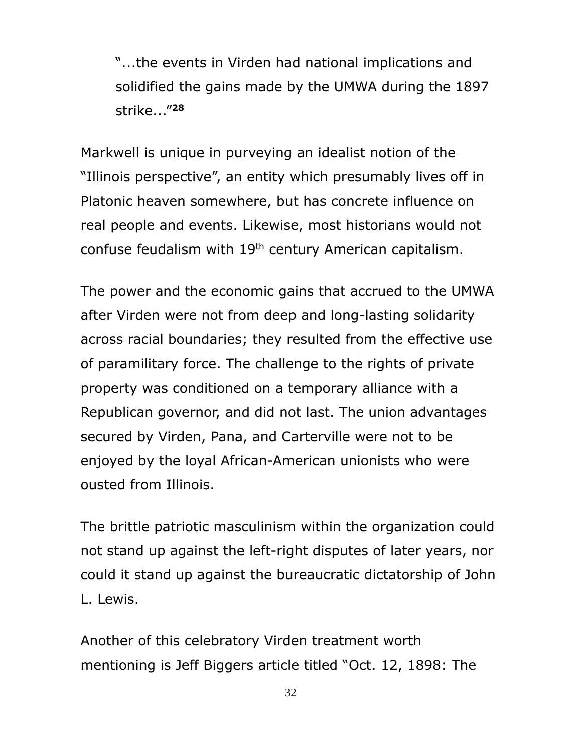> "...the events in Virden had national implications and solidified the gains made by the UMWA during the 1897 strike..."[28]

Markwell is unique in purveying an idealist notion of the "Illinois perspective", an entity which presumably lives off in Platonic heaven somewhere, but has concrete influence on real people and events. Likewise, most historians would not confuse feudalism with 19th century American capitalism.

The power and the economic gains that accrued to the UMWA after Virden were not from deep and long-lasting solidarity across racial boundaries; they resulted from the effective use of paramilitary force. The challenge to the rights of private property was conditioned on a temporary alliance with a Republican governor, and did not last. The union advantages secured by Virden, Pana, and Carterville were not to be enjoyed by the loyal African-American unionists who were ousted from Illinois.

The brittle patriotic masculinism within the organization could not stand up against the left-right disputes of later years, nor could it stand up against the bureaucratic dictatorship of John L. Lewis.

Another of this celebratory Virden treatment worth mentioning is Jeff Biggers article titled "Oct. 12, 1898: The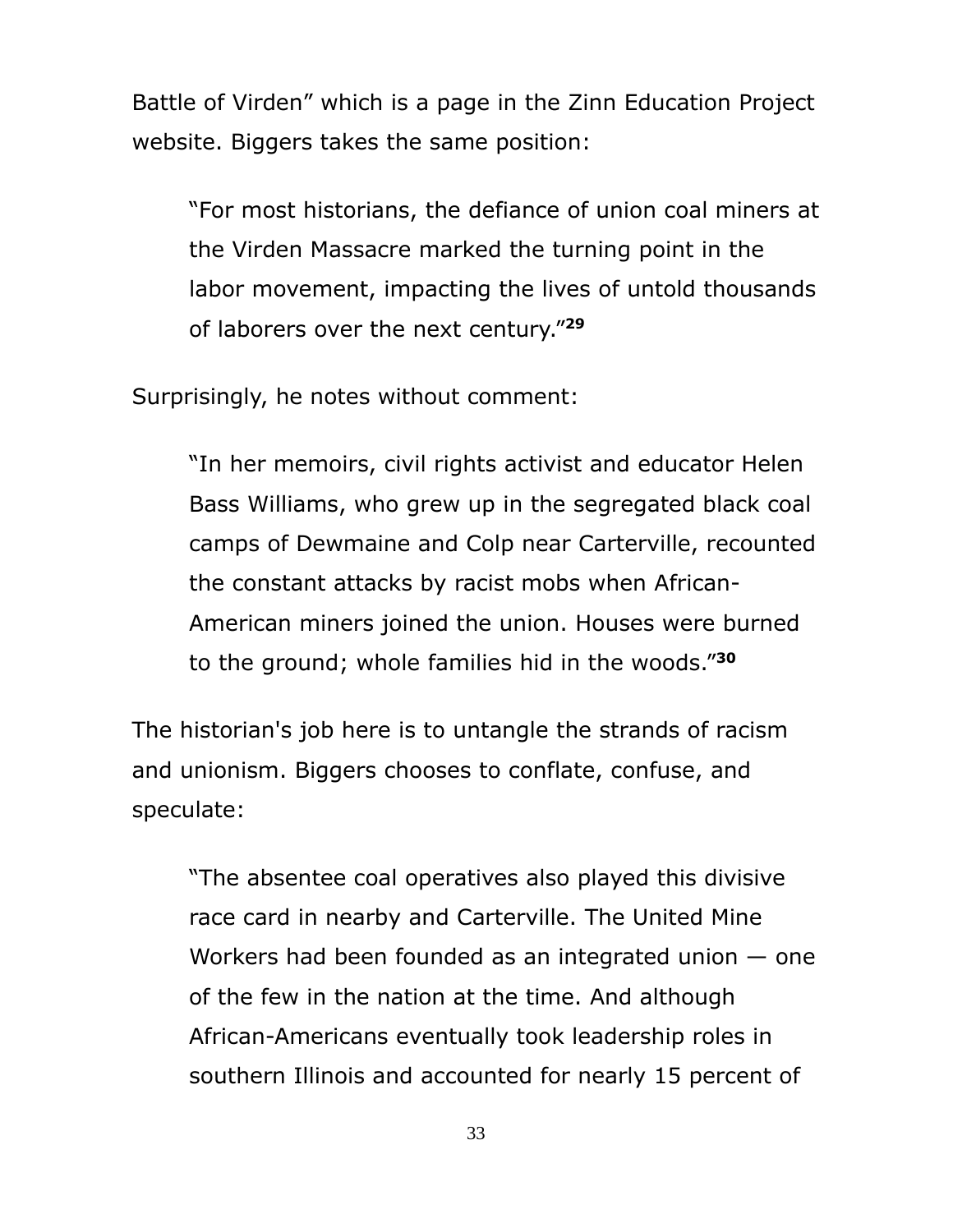Battle of Virden" which is a page in the Zinn Education Project website. Biggers takes the same position:

> "For most historians, the defiance of union coal miners at the Virden Massacre marked the turning point in the labor movement, impacting the lives of untold thousands of laborers over the next century."[29]

Surprisingly, he notes without comment:

> "In her memoirs, civil rights activist and educator Helen Bass Williams, who grew up in the segregated black coal camps of Dewmaine and Colp near Carterville, recounted the constant attacks by racist mobs when African-American miners joined the union. Houses were burned to the ground; whole families hid in the woods."[30]

The historian's job here is to untangle the strands of racism and unionism. Biggers chooses to conflate, confuse, and speculate:

> "The absentee coal operatives also played this divisive race card in nearby and Carterville. The United Mine Workers had been founded as an integrated union — one of the few in the nation at the time. And although African-Americans eventually took leadership roles in southern Illinois and accounted for nearly 15 percent of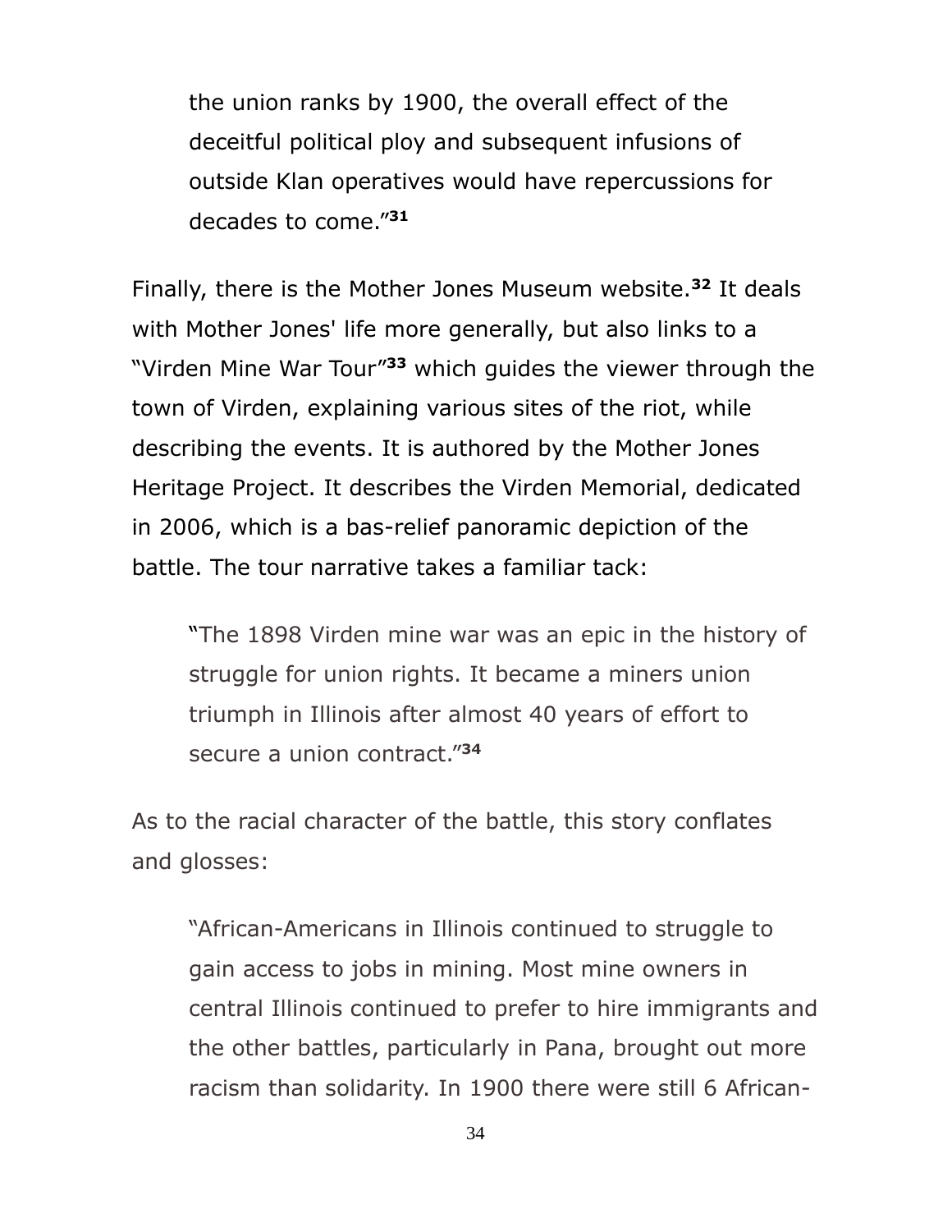> the union ranks by 1900, the overall effect of the deceitful political ploy and subsequent infusions of outside Klan operatives would have repercussions for decades to come."[31]

Finally, there is the Mother Jones Museum website.[32] It deals with Mother Jones' life more generally, but also links to a "Virden Mine War Tour"[33] which guides the viewer through the town of Virden, explaining various sites of the riot, while describing the events. It is authored by the Mother Jones Heritage Project. It describes the Virden Memorial, dedicated in 2006, which is a bas-relief panoramic depiction of the battle. The tour narrative takes a familiar tack:

> "The 1898 Virden mine war was an epic in the history of struggle for union rights. It became a miners union triumph in Illinois after almost 40 years of effort to secure a union contract."[34]

As to the racial character of the battle, this story conflates and glosses:

> "African-Americans in Illinois continued to struggle to gain access to jobs in mining. Most mine owners in central Illinois continued to prefer to hire immigrants and the other battles, particularly in Pana, brought out more racism than solidarity. In 1900 there were still 6 African-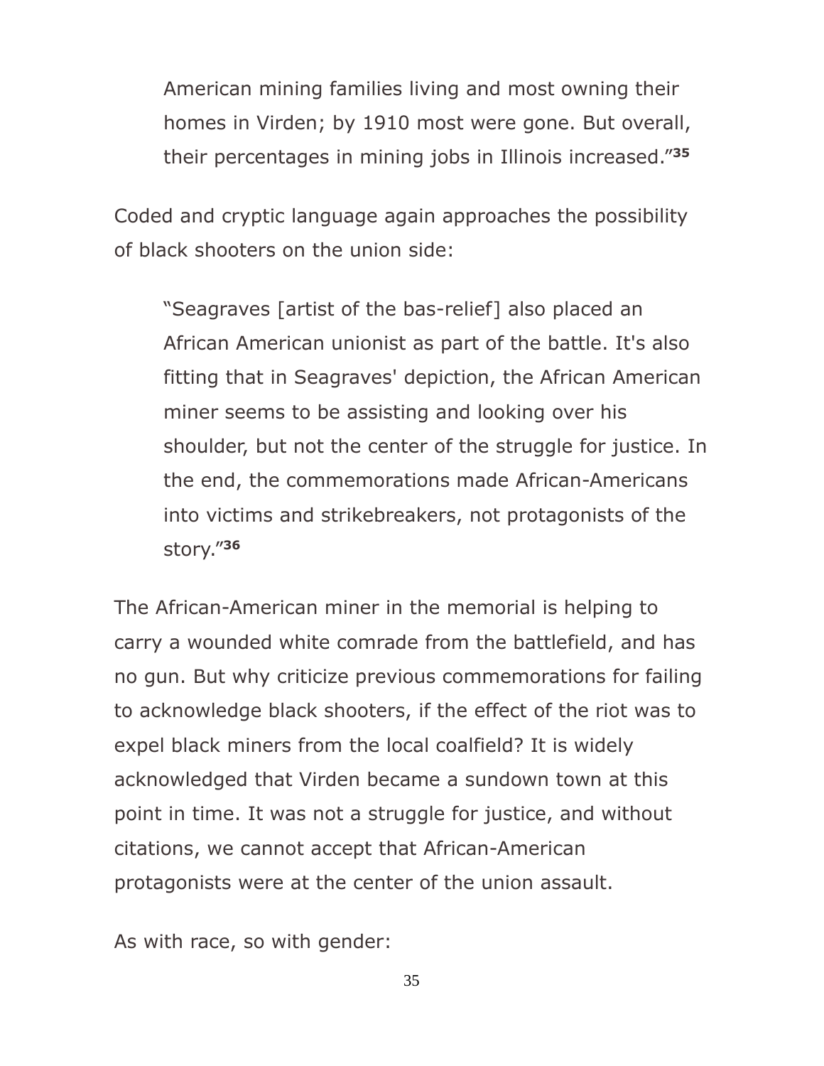> American mining families living and most owning their homes in Virden; by 1910 most were gone. But overall, their percentages in mining jobs in Illinois increased."[35]

Coded and cryptic language again approaches the possibility of black shooters on the union side:

> "Seagraves [artist of the bas-relief] also placed an African American unionist as part of the battle. It's also fitting that in Seagraves' depiction, the African American miner seems to be assisting and looking over his shoulder, but not the center of the struggle for justice. In the end, the commemorations made African-Americans into victims and strikebreakers, not protagonists of the story."[36]

The African-American miner in the memorial is helping to carry a wounded white comrade from the battlefield, and has no gun. But why criticize previous commemorations for failing to acknowledge black shooters, if the effect of the riot was to expel black miners from the local coalfield? It is widely acknowledged that Virden became a sundown town at this point in time. It was not a struggle for justice, and without citations, we cannot accept that African-American protagonists were at the center of the union assault.

As with race, so with gender: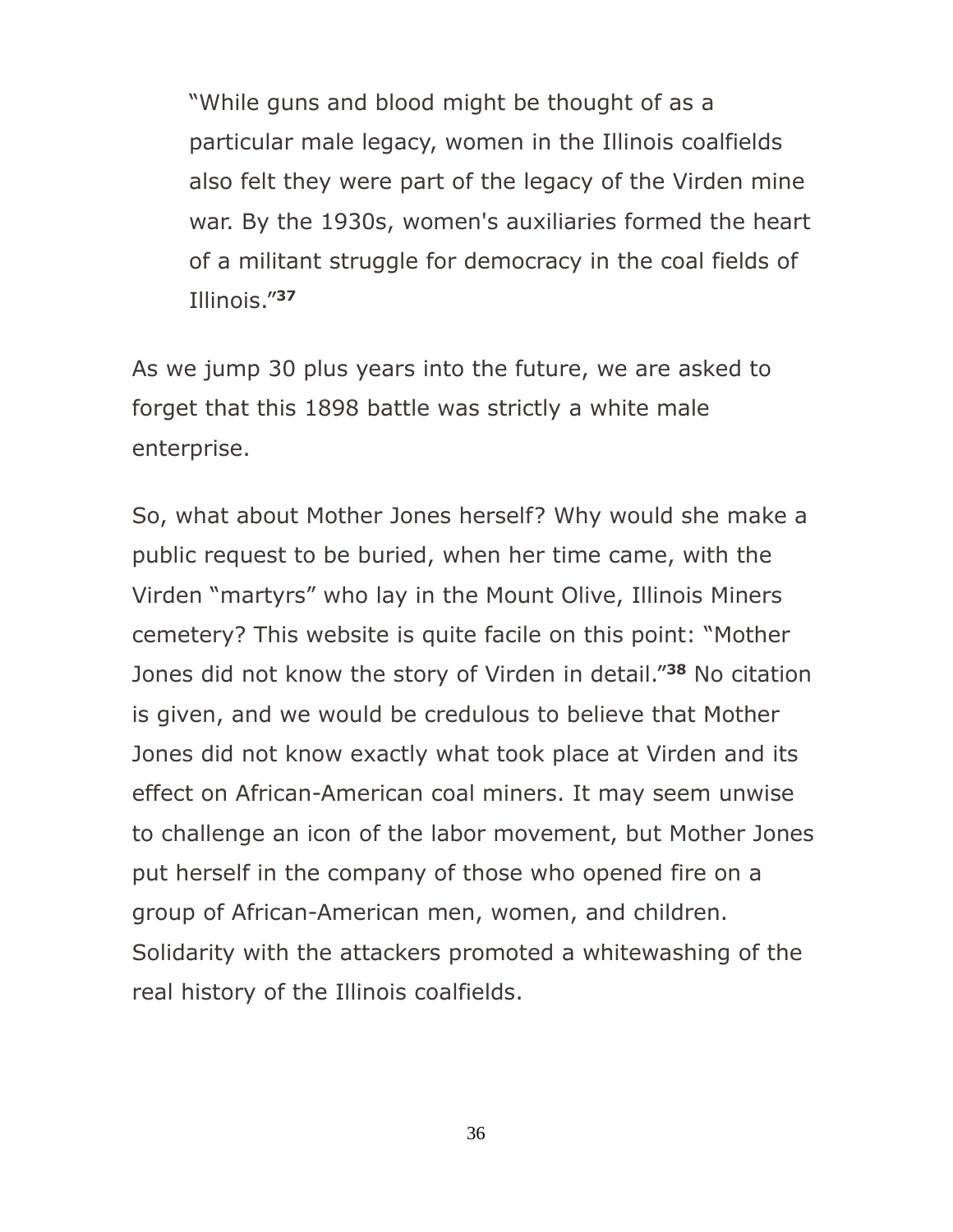> "While guns and blood might be thought of as a particular male legacy, women in the Illinois coalfields also felt they were part of the legacy of the Virden mine war. By the 1930s, women's auxiliaries formed the heart of a militant struggle for democracy in the coal fields of Illinois."[37]

As we jump 30 plus years into the future, we are asked to forget that this 1898 battle was strictly a white male enterprise.

So, what about Mother Jones herself? Why would she make a public request to be buried, when her time came, with the Virden "martyrs" who lay in the Mount Olive, Illinois Miners cemetery? This website is quite facile on this point: "Mother Jones did not know the story of Virden in detail."[38] No citation is given, and we would be credulous to believe that Mother Jones did not know exactly what took place at Virden and its effect on African-American coal miners. It may seem unwise to challenge an icon of the labor movement, but Mother Jones put herself in the company of those who opened fire on a group of African-American men, women, and children. Solidarity with the attackers promoted a whitewashing of the real history of the Illinois coalfields.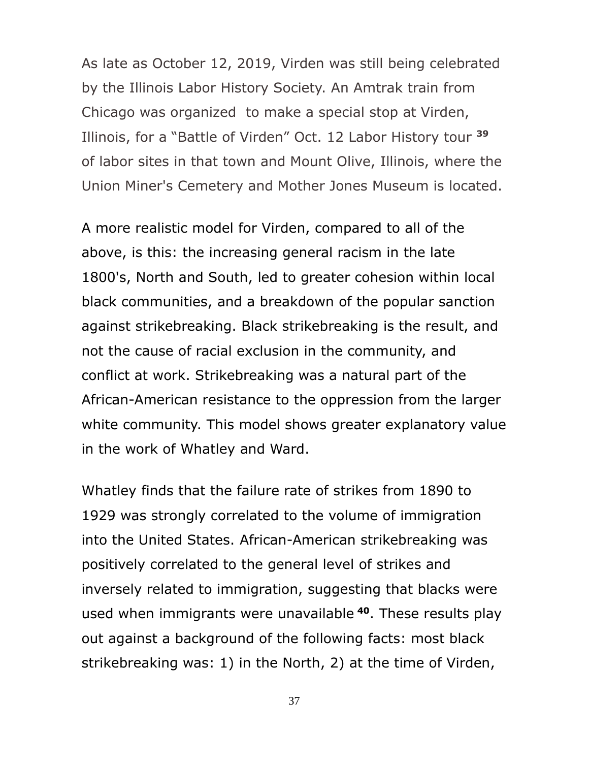As late as October 12, 2019, Virden was still being celebrated by the Illinois Labor History Society. An Amtrak train from Chicago was organized  to make a special stop at Virden, Illinois, for a "Battle of Virden" Oct. 12 Labor History tour [39] of labor sites in that town and Mount Olive, Illinois, where the Union Miner's Cemetery and Mother Jones Museum is located.

A more realistic model for Virden, compared to all of the above, is this: the increasing general racism in the late 1800's, North and South, led to greater cohesion within local black communities, and a breakdown of the popular sanction against strikebreaking. Black strikebreaking is the result, and not the cause of racial exclusion in the community, and conflict at work. Strikebreaking was a natural part of the African-American resistance to the oppression from the larger white community. This model shows greater explanatory value in the work of Whatley and Ward.

Whatley finds that the failure rate of strikes from 1890 to 1929 was strongly correlated to the volume of immigration into the United States. African-American strikebreaking was positively correlated to the general level of strikes and inversely related to immigration, suggesting that blacks were used when immigrants were unavailable [40]. These results play out against a background of the following facts: most black strikebreaking was: 1) in the North, 2) at the time of Virden,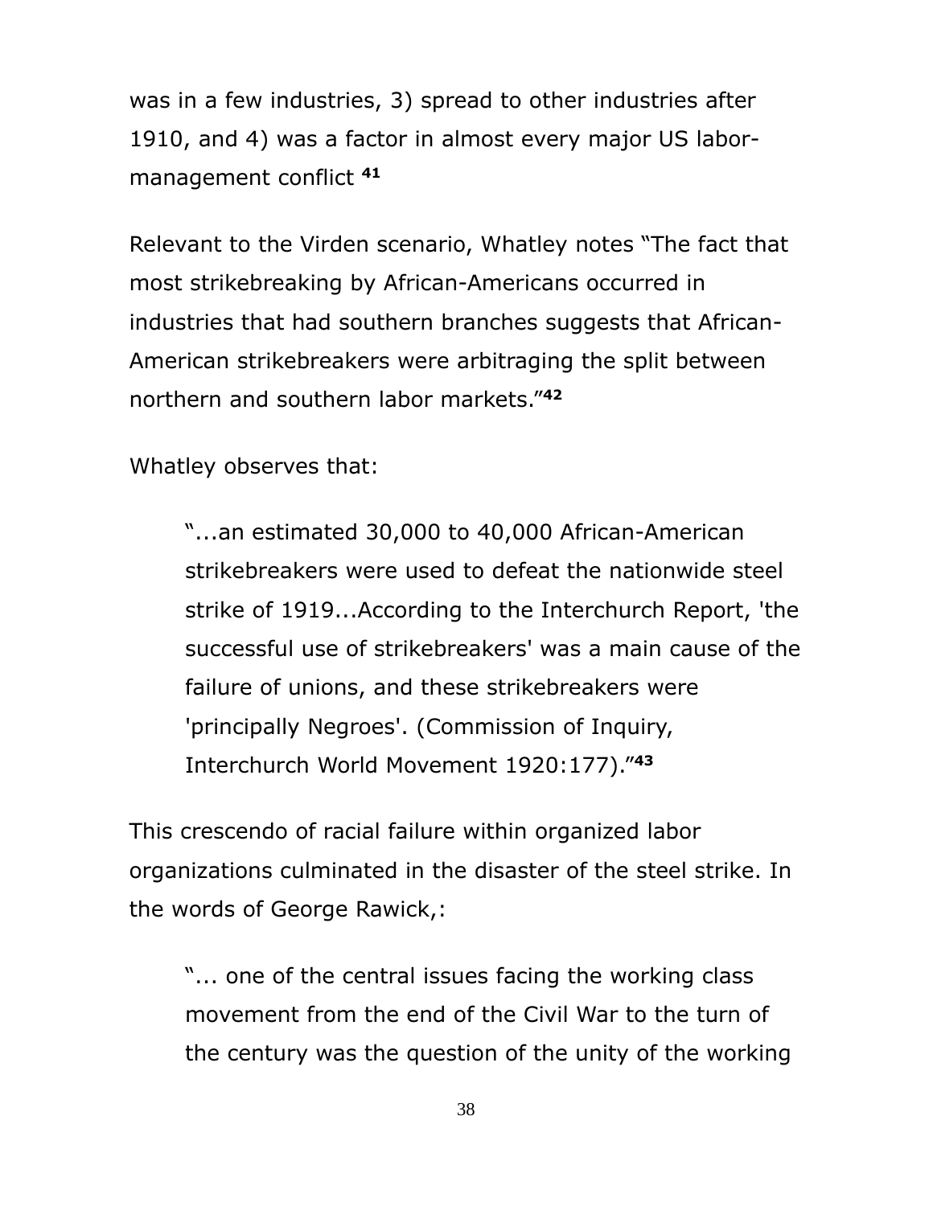was in a few industries, 3) spread to other industries after 1910, and 4) was a factor in almost every major US labor-management conflict [41]

Relevant to the Virden scenario, Whatley notes "The fact that most strikebreaking by African-Americans occurred in industries that had southern branches suggests that African-American strikebreakers were arbitraging the split between northern and southern labor markets."[42]

Whatley observes that:

> "...an estimated 30,000 to 40,000 African-American strikebreakers were used to defeat the nationwide steel strike of 1919...According to the Interchurch Report, 'the successful use of strikebreakers' was a main cause of the failure of unions, and these strikebreakers were 'principally Negroes'. (Commission of Inquiry, Interchurch World Movement 1920:177)."[43]

This crescendo of racial failure within organized labor organizations culminated in the disaster of the steel strike. In the words of George Rawick,:

> "... one of the central issues facing the working class movement from the end of the Civil War to the turn of the century was the question of the unity of the working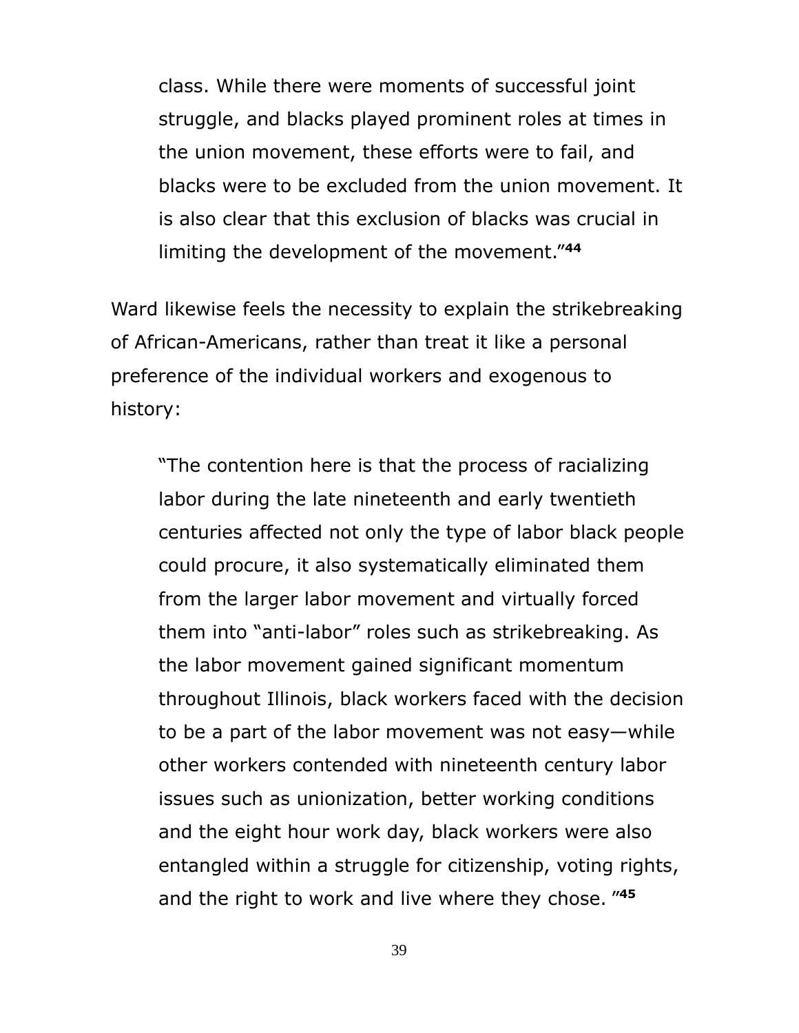> class. While there were moments of successful joint struggle, and blacks played prominent roles at times in the union movement, these efforts were to fail, and blacks were to be excluded from the union movement. It is also clear that this exclusion of blacks was crucial in limiting the development of the movement."[44]

Ward likewise feels the necessity to explain the strikebreaking of African-Americans, rather than treat it like a personal preference of the individual workers and exogenous to history:

> "The contention here is that the process of racializing labor during the late nineteenth and early twentieth centuries affected not only the type of labor black people could procure, it also systematically eliminated them from the larger labor movement and virtually forced them into "anti-labor" roles such as strikebreaking. As the labor movement gained significant momentum throughout Illinois, black workers faced with the decision to be a part of the labor movement was not easy—while other workers contended with nineteenth century labor issues such as unionization, better working conditions and the eight hour work day, black workers were also entangled within a struggle for citizenship, voting rights, and the right to work and live where they chose. "[45]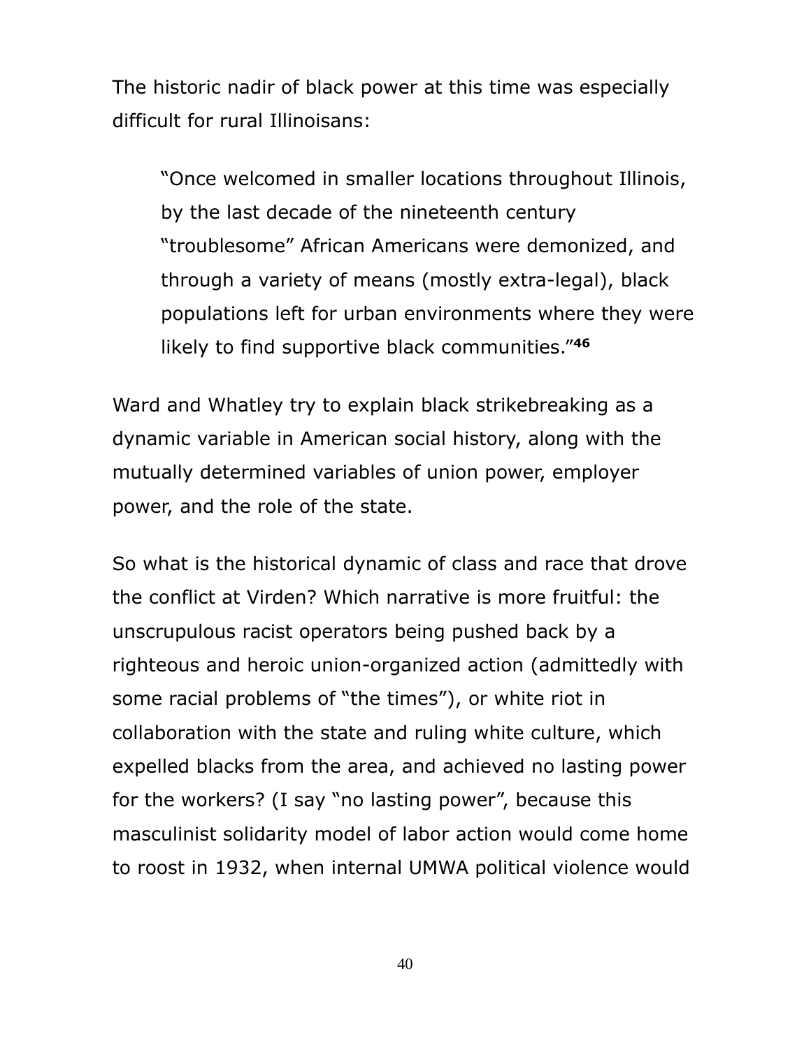The historic nadir of black power at this time was especially difficult for rural Illinoisans:

> "Once welcomed in smaller locations throughout Illinois, by the last decade of the nineteenth century "troublesome" African Americans were demonized, and through a variety of means (mostly extra-legal), black populations left for urban environments where they were likely to find supportive black communities."[46]

Ward and Whatley try to explain black strikebreaking as a dynamic variable in American social history, along with the mutually determined variables of union power, employer power, and the role of the state.

So what is the historical dynamic of class and race that drove the conflict at Virden? Which narrative is more fruitful: the unscrupulous racist operators being pushed back by a righteous and heroic union-organized action (admittedly with some racial problems of "the times"), or white riot in collaboration with the state and ruling white culture, which expelled blacks from the area, and achieved no lasting power for the workers? (I say "no lasting power", because this masculinist solidarity model of labor action would come home to roost in 1932, when internal UMWA political violence would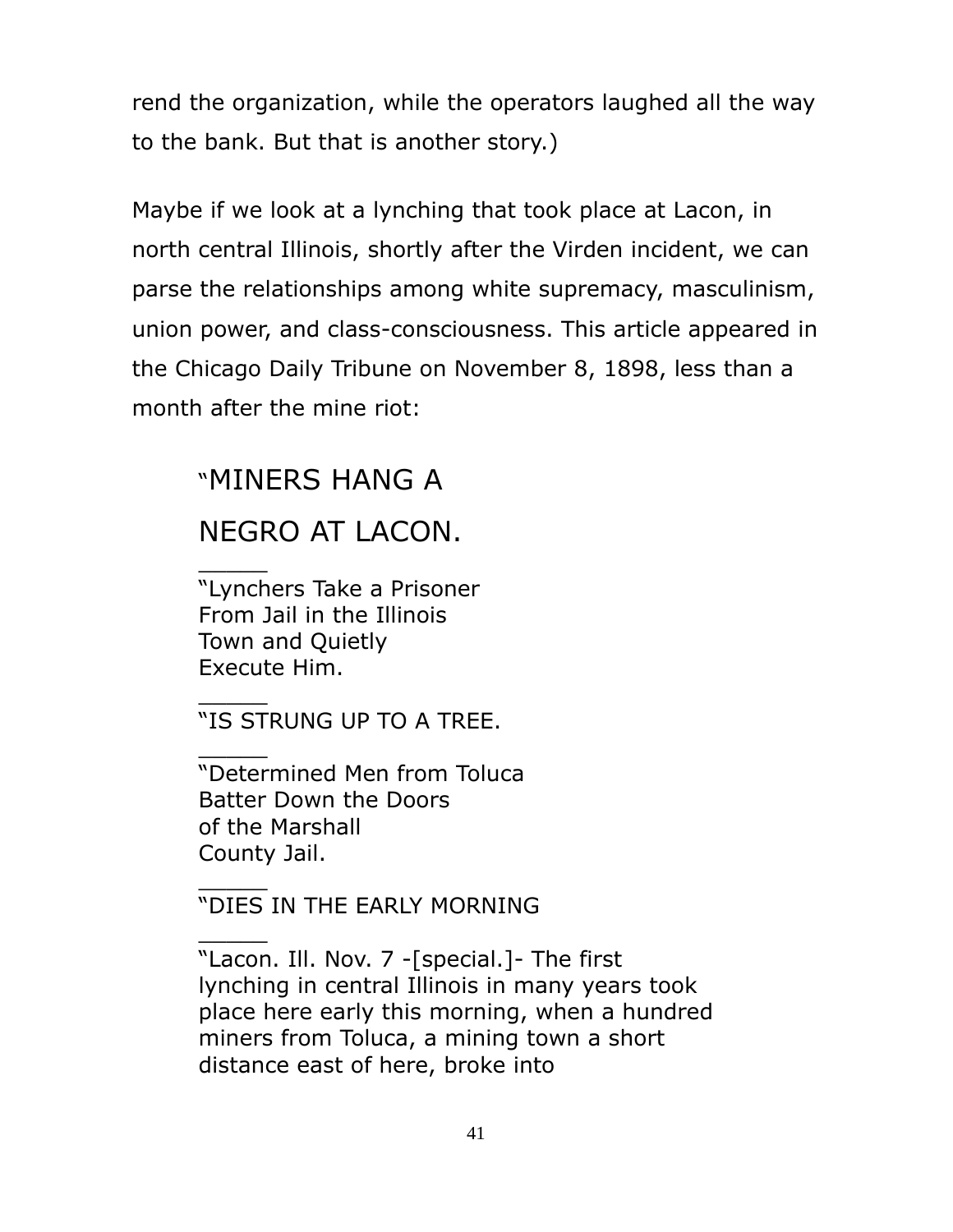rend the organization, while the operators laughed all the way to the bank. But that is another story.)

Maybe if we look at a lynching that took place at Lacon, in north central Illinois, shortly after the Virden incident, we can parse the relationships among white supremacy, masculinism, union power, and class-consciousness. This article appeared in the Chicago Daily Tribune on November 8, 1898, less than a month after the mine riot:

> "MINERS HANG A NEGRO AT LACON.
>
> _____
>
> "Lynchers Take a Prisoner From Jail in the Illinois Town and Quietly Execute Him.
>
> _____
>
> "IS STRUNG UP TO A TREE.
>
> _____
>
> "Determined Men from Toluca Batter Down the Doors of the Marshall County Jail.
>
> _____
>
> "DIES IN THE EARLY MORNING
>
> _____
>
> "Lacon. Ill. Nov. 7 -[special.]- The first lynching in central Illinois in many years took place here early this morning, when a hundred miners from Toluca, a mining town a short distance east of here, broke into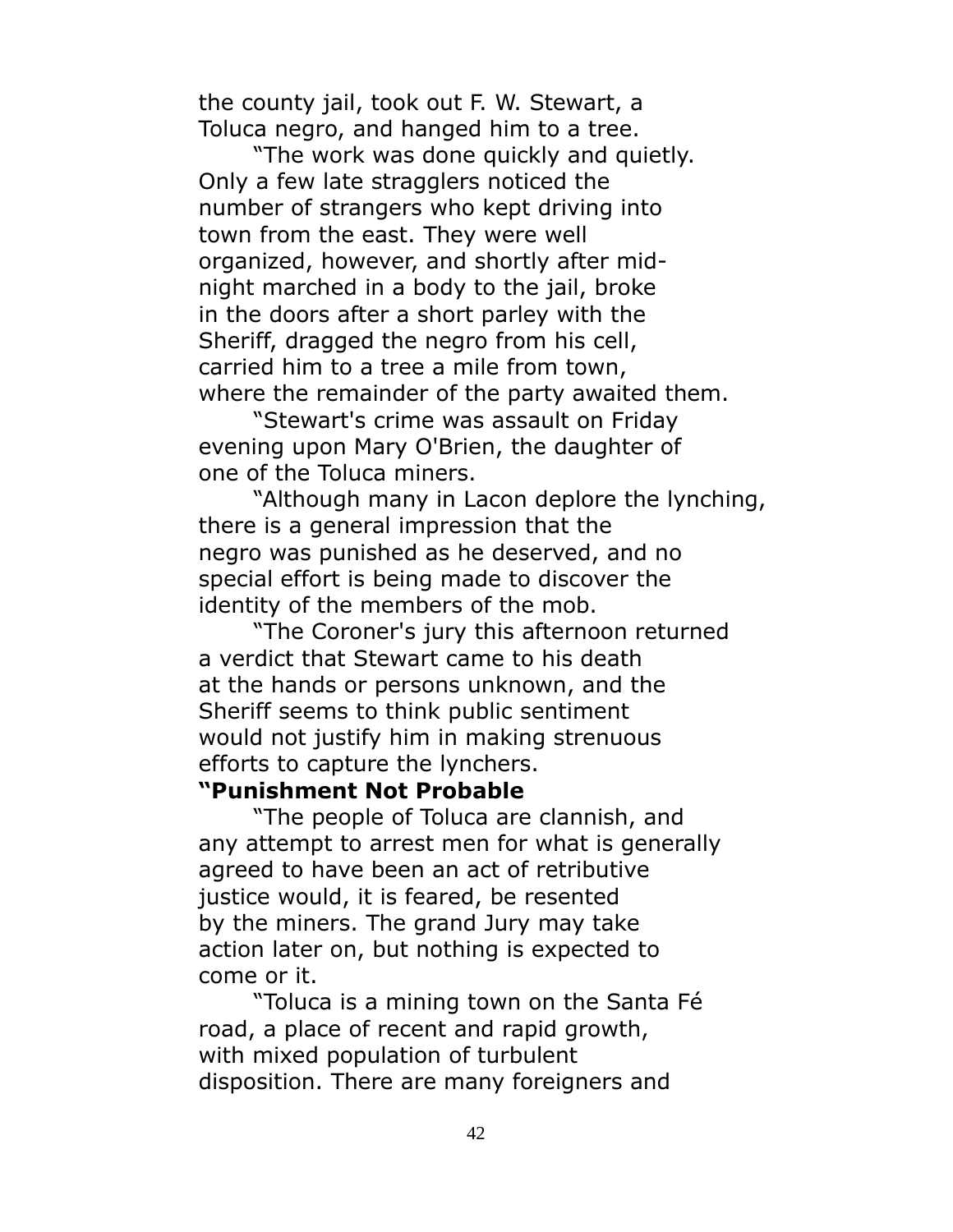the county jail, took out F. W. Stewart, a Toluca negro, and hanged him to a tree.

"The work was done quickly and quietly. Only a few late stragglers noticed the number of strangers who kept driving into town from the east. They were well organized, however, and shortly after midnight marched in a body to the jail, broke in the doors after a short parley with the Sheriff, dragged the negro from his cell, carried him to a tree a mile from town, where the remainder of the party awaited them.

"Stewart's crime was assault on Friday evening upon Mary O'Brien, the daughter of one of the Toluca miners.

"Although many in Lacon deplore the lynching, there is a general impression that the negro was punished as he deserved, and no special effort is being made to discover the identity of the members of the mob.

"The Coroner's jury this afternoon returned a verdict that Stewart came to his death at the hands or persons unknown, and the Sheriff seems to think public sentiment would not justify him in making strenuous efforts to capture the lynchers.

**"Punishment Not Probable**

"The people of Toluca are clannish, and any attempt to arrest men for what is generally agreed to have been an act of retributive justice would, it is feared, be resented by the miners. The grand Jury may take action later on, but nothing is expected to come or it.

"Toluca is a mining town on the Santa Fé road, a place of recent and rapid growth, with mixed population of turbulent disposition. There are many foreigners and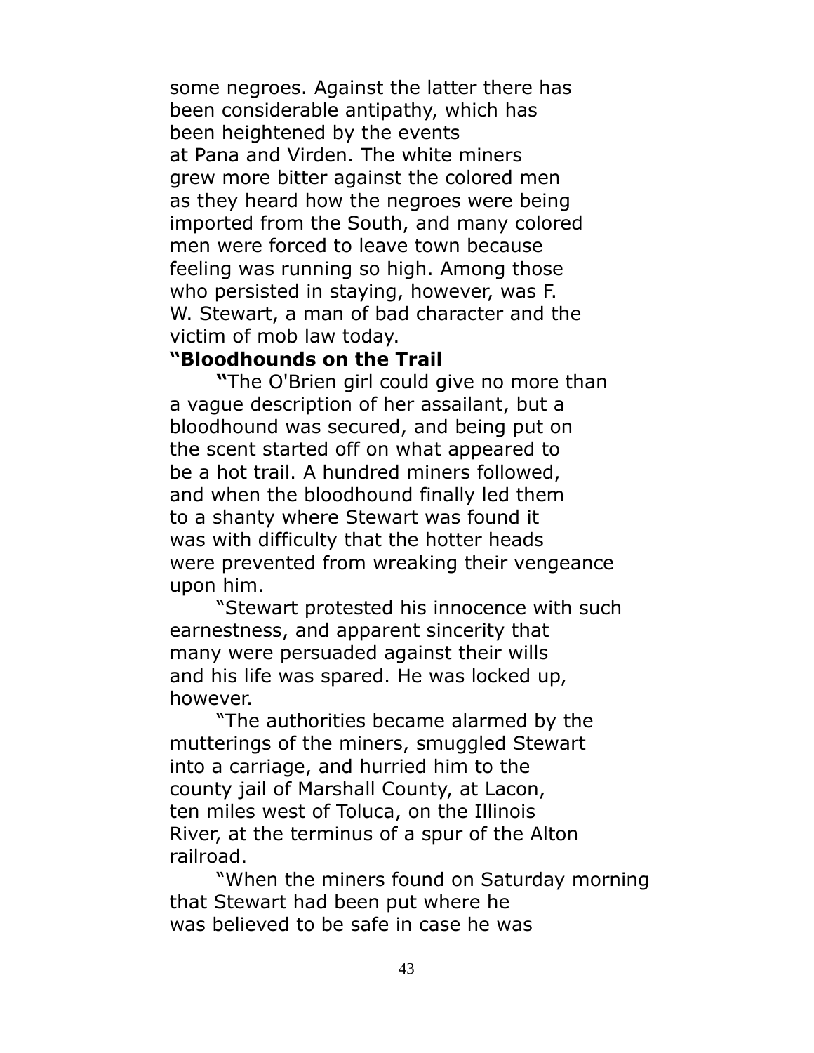some negroes. Against the latter there has been considerable antipathy, which has been heightened by the events at Pana and Virden. The white miners grew more bitter against the colored men as they heard how the negroes were being imported from the South, and many colored men were forced to leave town because feeling was running so high. Among those who persisted in staying, however, was F. W. Stewart, a man of bad character and the victim of mob law today.

**"Bloodhounds on the Trail**

**"**The O'Brien girl could give no more than a vague description of her assailant, but a bloodhound was secured, and being put on the scent started off on what appeared to be a hot trail. A hundred miners followed, and when the bloodhound finally led them to a shanty where Stewart was found it was with difficulty that the hotter heads were prevented from wreaking their vengeance upon him.

"Stewart protested his innocence with such earnestness, and apparent sincerity that many were persuaded against their wills and his life was spared. He was locked up, however.

"The authorities became alarmed by the mutterings of the miners, smuggled Stewart into a carriage, and hurried him to the county jail of Marshall County, at Lacon, ten miles west of Toluca, on the Illinois River, at the terminus of a spur of the Alton railroad.

"When the miners found on Saturday morning that Stewart had been put where he was believed to be safe in case he was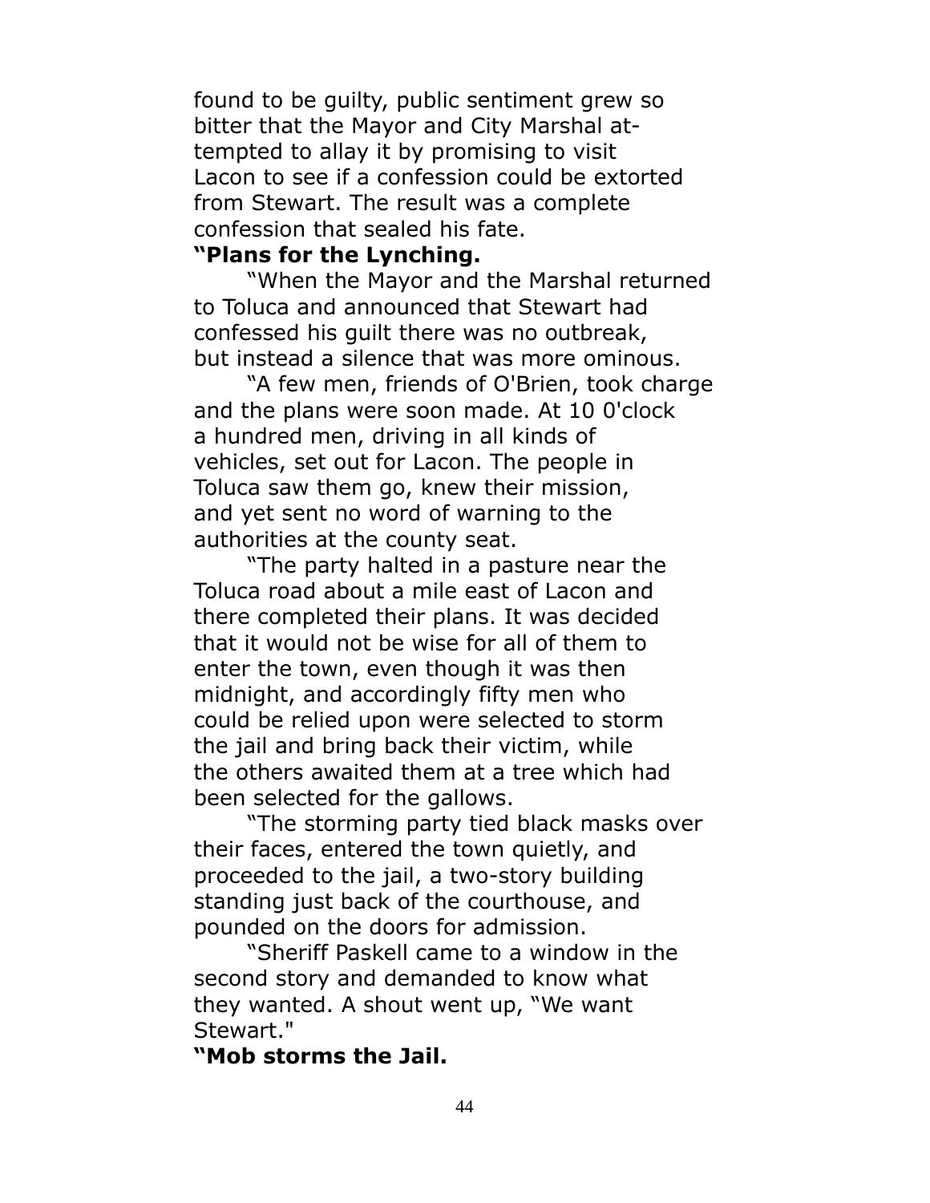found to be guilty, public sentiment grew so bitter that the Mayor and City Marshal attempted to allay it by promising to visit Lacon to see if a confession could be extorted from Stewart. The result was a complete confession that sealed his fate.

**"Plans for the Lynching.**

"When the Mayor and the Marshal returned to Toluca and announced that Stewart had confessed his guilt there was no outbreak, but instead a silence that was more ominous.

"A few men, friends of O'Brien, took charge and the plans were soon made. At 10 0'clock a hundred men, driving in all kinds of vehicles, set out for Lacon. The people in Toluca saw them go, knew their mission, and yet sent no word of warning to the authorities at the county seat.

"The party halted in a pasture near the Toluca road about a mile east of Lacon and there completed their plans. It was decided that it would not be wise for all of them to enter the town, even though it was then midnight, and accordingly fifty men who could be relied upon were selected to storm the jail and bring back their victim, while the others awaited them at a tree which had been selected for the gallows.

"The storming party tied black masks over their faces, entered the town quietly, and proceeded to the jail, a two-story building standing just back of the courthouse, and pounded on the doors for admission.

"Sheriff Paskell came to a window in the second story and demanded to know what they wanted. A shout went up, "We want Stewart."

**"Mob storms the Jail.**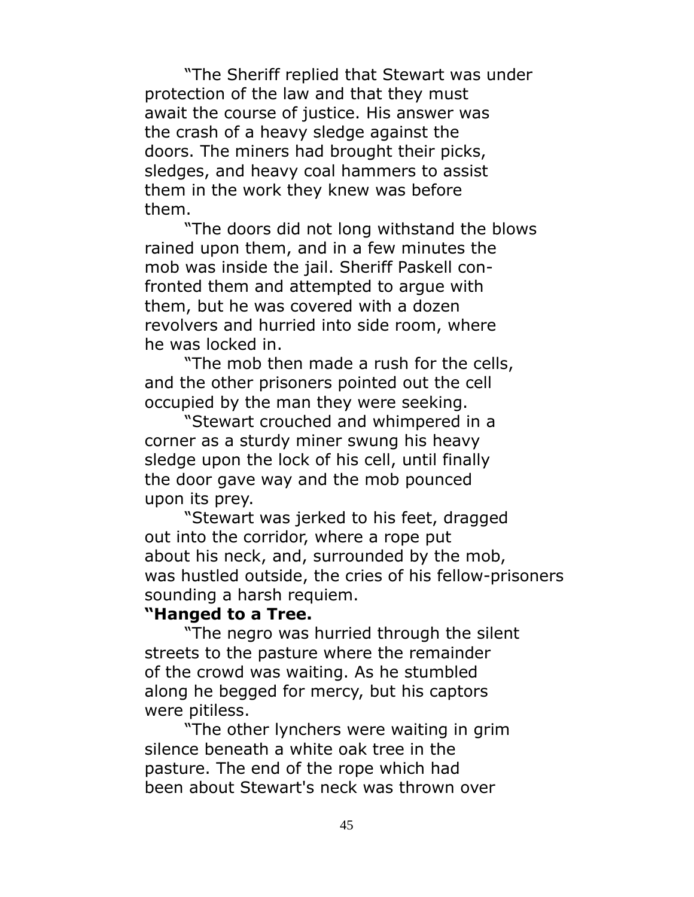"The Sheriff replied that Stewart was under protection of the law and that they must await the course of justice. His answer was the crash of a heavy sledge against the doors. The miners had brought their picks, sledges, and heavy coal hammers to assist them in the work they knew was before them.

"The doors did not long withstand the blows rained upon them, and in a few minutes the mob was inside the jail. Sheriff Paskell confronted them and attempted to argue with them, but he was covered with a dozen revolvers and hurried into side room, where he was locked in.

"The mob then made a rush for the cells, and the other prisoners pointed out the cell occupied by the man they were seeking.

"Stewart crouched and whimpered in a corner as a sturdy miner swung his heavy sledge upon the lock of his cell, until finally the door gave way and the mob pounced upon its prey.

"Stewart was jerked to his feet, dragged out into the corridor, where a rope put about his neck, and, surrounded by the mob, was hustled outside, the cries of his fellow-prisoners sounding a harsh requiem.

**"Hanged to a Tree.**

"The negro was hurried through the silent streets to the pasture where the remainder of the crowd was waiting. As he stumbled along he begged for mercy, but his captors were pitiless.

"The other lynchers were waiting in grim silence beneath a white oak tree in the pasture. The end of the rope which had been about Stewart's neck was thrown over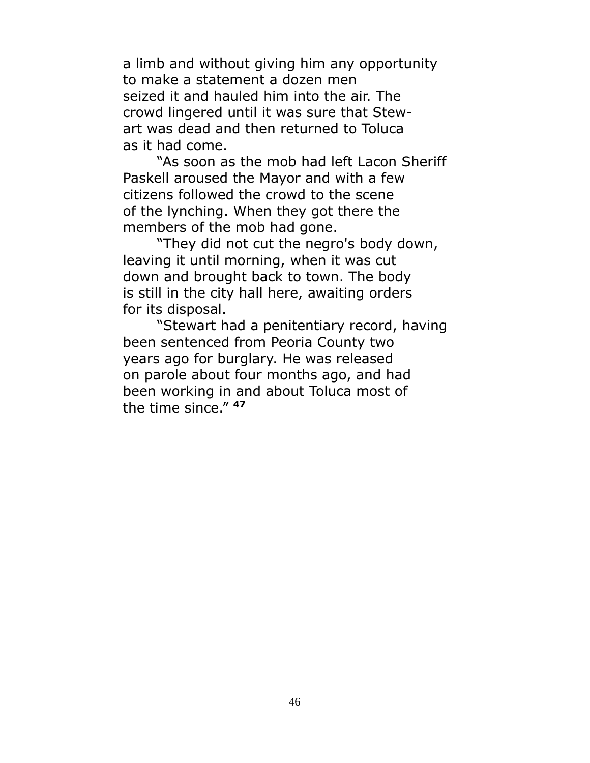a limb and without giving him any opportunity to make a statement a dozen men seized it and hauled him into the air. The crowd lingered until it was sure that Stewart was dead and then returned to Toluca as it had come.

"As soon as the mob had left Lacon Sheriff Paskell aroused the Mayor and with a few citizens followed the crowd to the scene of the lynching. When they got there the members of the mob had gone.

"They did not cut the negro's body down, leaving it until morning, when it was cut down and brought back to town. The body is still in the city hall here, awaiting orders for its disposal.

"Stewart had a penitentiary record, having been sentenced from Peoria County two years ago for burglary. He was released on parole about four months ago, and had been working in and about Toluca most of the time since." [47]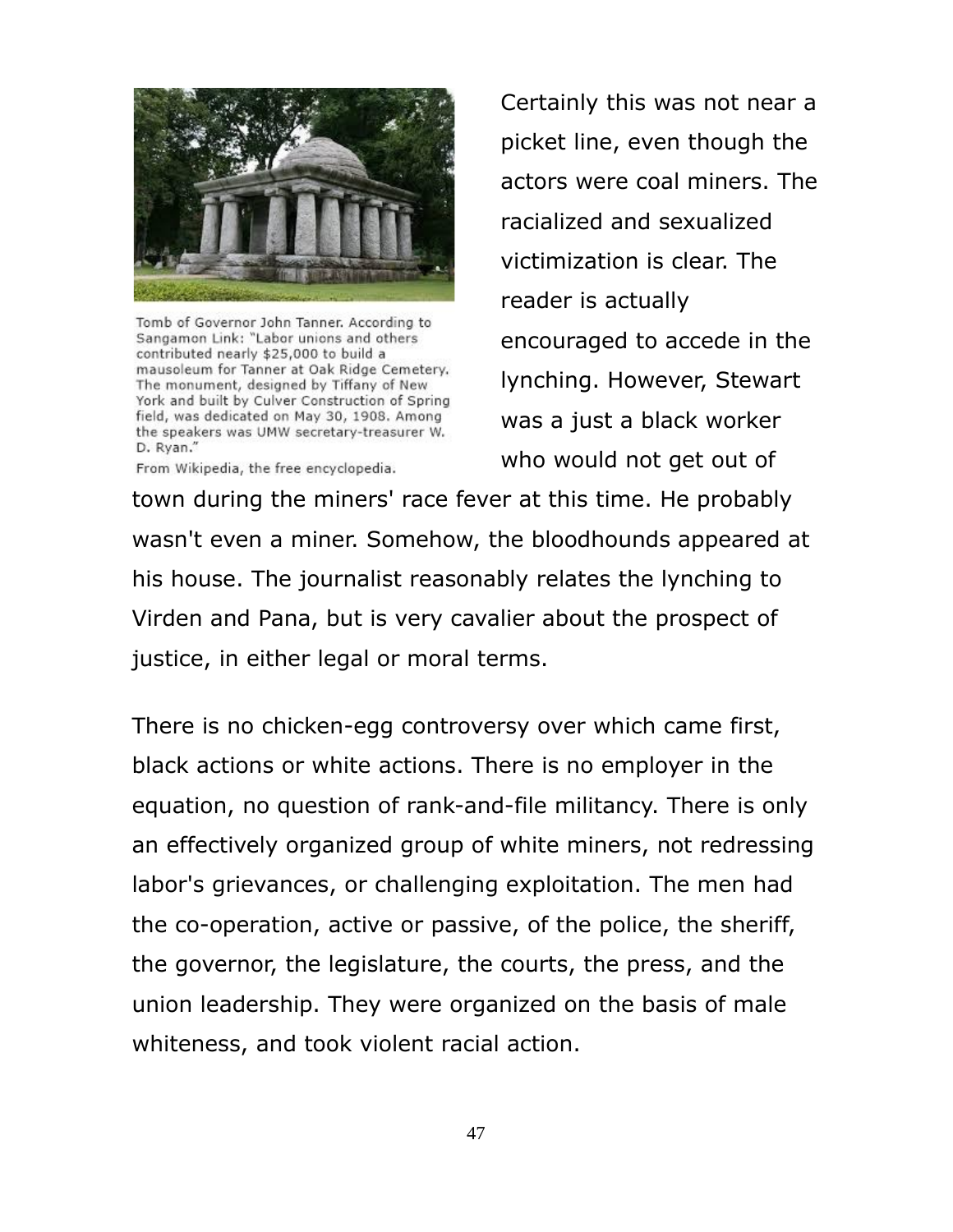Tomb of Governor John Tanner. According to Sangamon Link: "Labor unions and others contributed nearly $25,000 to build a mausoleum for Tanner at Oak Ridge Cemetery. The monument, designed by Tiffany of New York and built by Culver Construction of Spring field, was dedicated on May 30, 1908. Among the speakers was UMW secretary-treasurer W. D. Ryan."

From Wikipedia, the free encyclopedia.

Certainly this was not near a picket line, even though the actors were coal miners. The racialized and sexualized victimization is clear. The reader is actually encouraged to accede in the lynching. However, Stewart was a just a black worker who would not get out of town during the miners' race fever at this time. He probably wasn't even a miner. Somehow, the bloodhounds appeared at his house. The journalist reasonably relates the lynching to Virden and Pana, but is very cavalier about the prospect of justice, in either legal or moral terms.

There is no chicken-egg controversy over which came first, black actions or white actions. There is no employer in the equation, no question of rank-and-file militancy. There is only an effectively organized group of white miners, not redressing labor's grievances, or challenging exploitation. The men had the co-operation, active or passive, of the police, the sheriff, the governor, the legislature, the courts, the press, and the union leadership. They were organized on the basis of male whiteness, and took violent racial action.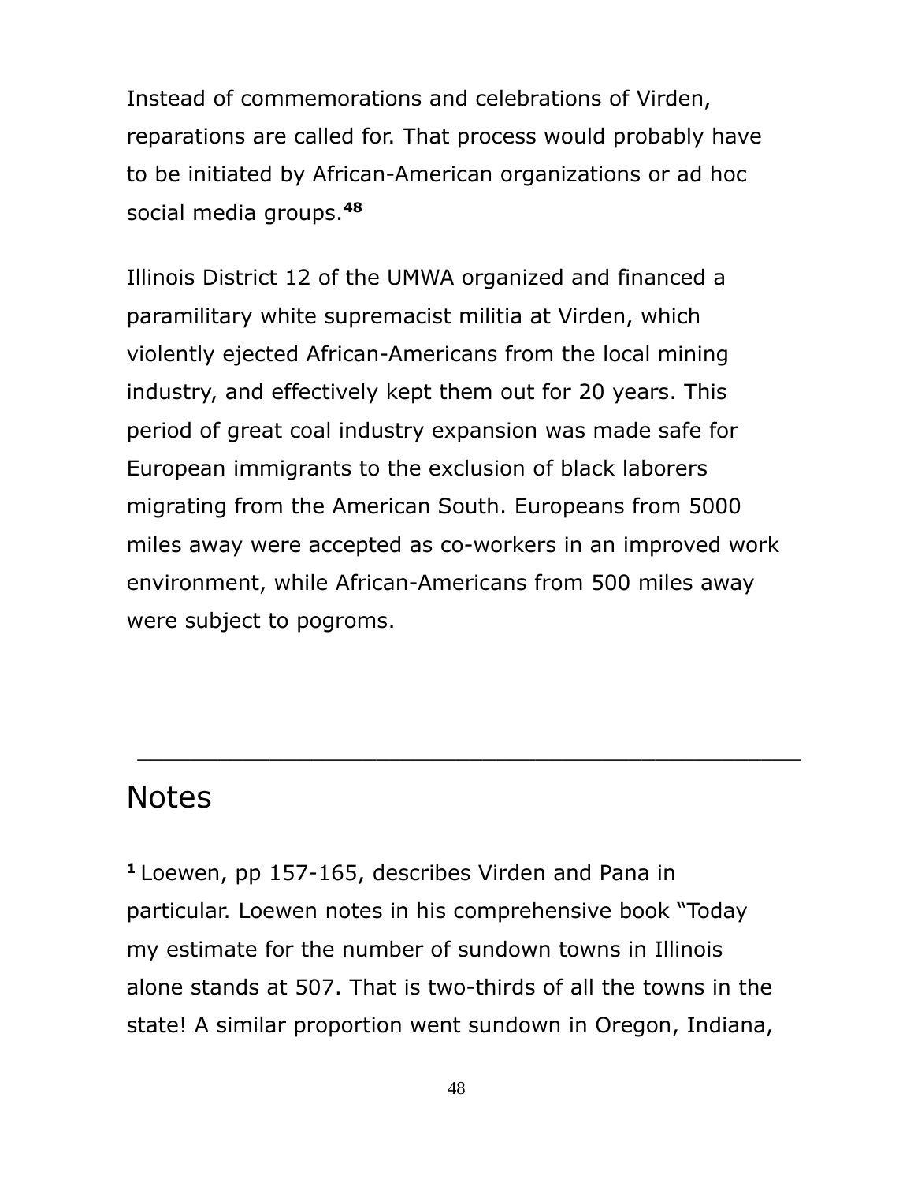Instead of commemorations and celebrations of Virden, reparations are called for. That process would probably have to be initiated by African-American organizations or ad hoc social media groups.[48]

Illinois District 12 of the UMWA organized and financed a paramilitary white supremacist militia at Virden, which violently ejected African-Americans from the local mining industry, and effectively kept them out for 20 years. This period of great coal industry expansion was made safe for European immigrants to the exclusion of black laborers migrating from the American South. Europeans from 5000 miles away were accepted as co-workers in an improved work environment, while African-Americans from 500 miles away were subject to pogroms.

---

## Notes

[1] Loewen, pp 157-165, describes Virden and Pana in particular. Loewen notes in his comprehensive book "Today my estimate for the number of sundown towns in Illinois alone stands at 507. That is two-thirds of all the towns in the state! A similar proportion went sundown in Oregon, Indiana,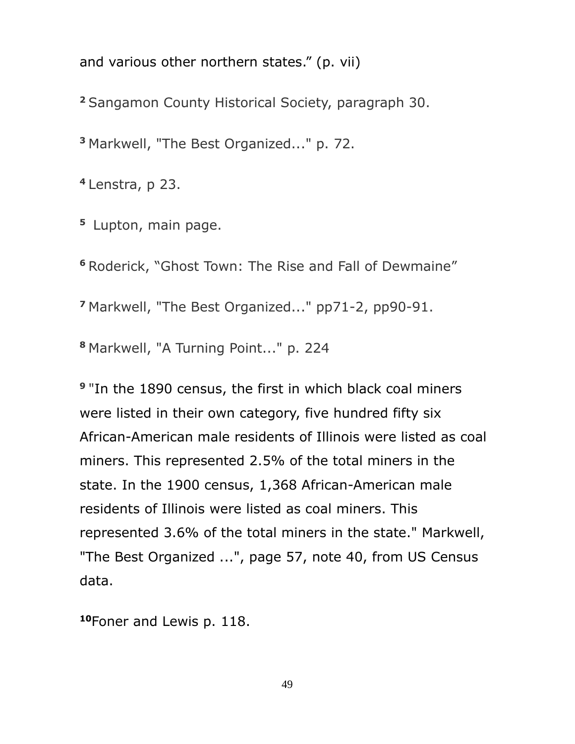and various other northern states." (p. vii)

[2] Sangamon County Historical Society, paragraph 30.

[3] Markwell, "The Best Organized..." p. 72.

[4] Lenstra, p 23.

[5] Lupton, main page.

[6] Roderick, "Ghost Town: The Rise and Fall of Dewmaine"

[7] Markwell, "The Best Organized..." pp71-2, pp90-91.

[8] Markwell, "A Turning Point..." p. 224

[9] "In the 1890 census, the first in which black coal miners were listed in their own category, five hundred fifty six African-American male residents of Illinois were listed as coal miners. This represented 2.5% of the total miners in the state. In the 1900 census, 1,368 African-American male residents of Illinois were listed as coal miners. This represented 3.6% of the total miners in the state." Markwell, "The Best Organized ...", page 57, note 40, from US Census data.

[10] Foner and Lewis p. 118.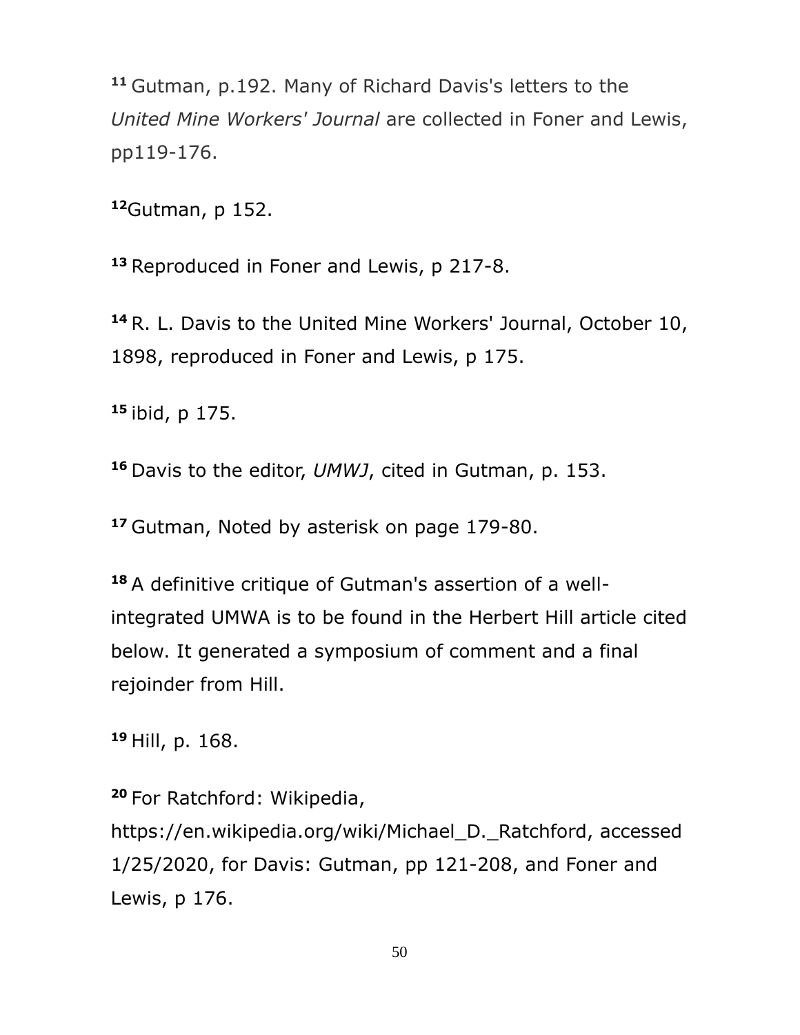[11] Gutman, p.192. Many of Richard Davis's letters to the *United Mine Workers' Journal* are collected in Foner and Lewis, pp119-176.

[12]Gutman, p 152.

[13] Reproduced in Foner and Lewis, p 217-8.

[14] R. L. Davis to the United Mine Workers' Journal, October 10, 1898, reproduced in Foner and Lewis, p 175.

[15] ibid, p 175.

[16] Davis to the editor, *UMWJ*, cited in Gutman, p. 153.

[17] Gutman, Noted by asterisk on page 179-80.

[18] A definitive critique of Gutman's assertion of a well-integrated UMWA is to be found in the Herbert Hill article cited below. It generated a symposium of comment and a final rejoinder from Hill.

[19] Hill, p. 168.

[20] For Ratchford: Wikipedia, https://en.wikipedia.org/wiki/Michael_D._Ratchford, accessed 1/25/2020, for Davis: Gutman, pp 121-208, and Foner and Lewis, p 176.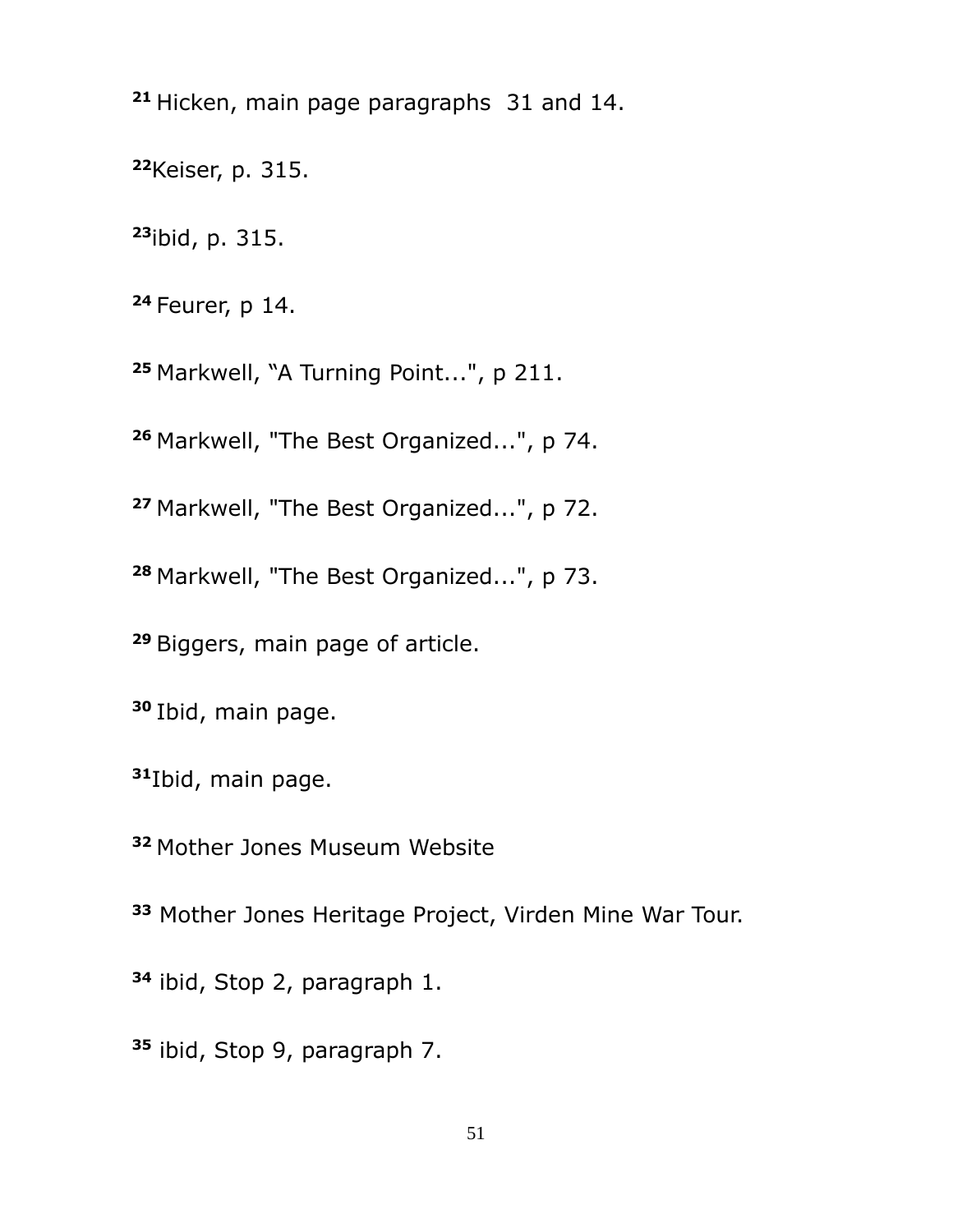[21] Hicken, main page paragraphs  31 and 14.

[22]Keiser, p. 315.

[23]ibid, p. 315.

[24] Feurer, p 14.

[25] Markwell, "A Turning Point...", p 211.

[26] Markwell, "The Best Organized...", p 74.

[27] Markwell, "The Best Organized...", p 72.

[28] Markwell, "The Best Organized...", p 73.

[29] Biggers, main page of article.

[30] Ibid, main page.

[31]Ibid, main page.

[32] Mother Jones Museum Website

[33] Mother Jones Heritage Project, Virden Mine War Tour.

[34] ibid, Stop 2, paragraph 1.

[35] ibid, Stop 9, paragraph 7.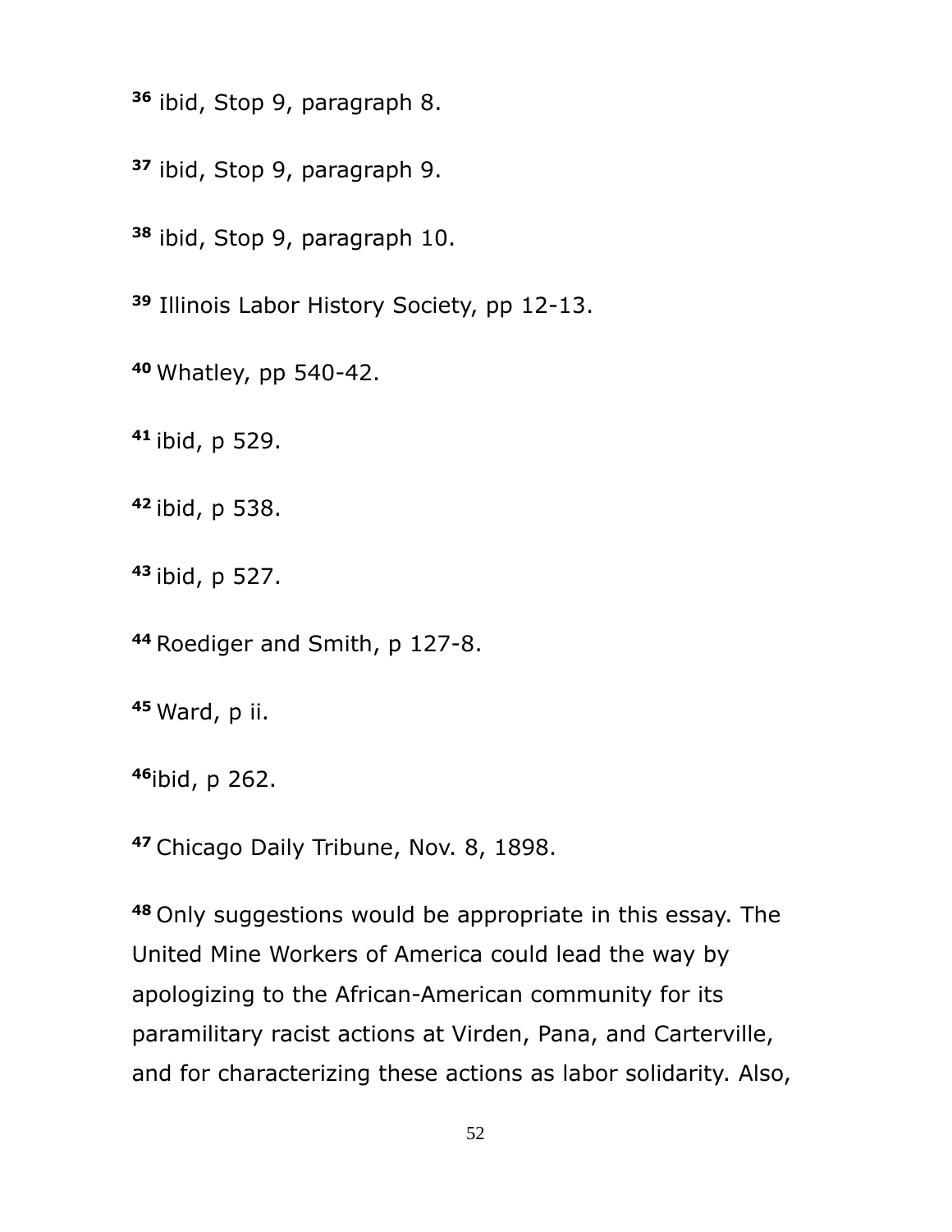[36] ibid, Stop 9, paragraph 8.

[37] ibid, Stop 9, paragraph 9.

[38] ibid, Stop 9, paragraph 10.

[39] Illinois Labor History Society, pp 12-13.

[40] Whatley, pp 540-42.

[41] ibid, p 529.

[42] ibid, p 538.

[43] ibid, p 527.

[44] Roediger and Smith, p 127-8.

[45] Ward, p ii.

[46] ibid, p 262.

[47] Chicago Daily Tribune, Nov. 8, 1898.

[48] Only suggestions would be appropriate in this essay. The United Mine Workers of America could lead the way by apologizing to the African-American community for its paramilitary racist actions at Virden, Pana, and Carterville, and for characterizing these actions as labor solidarity. Also,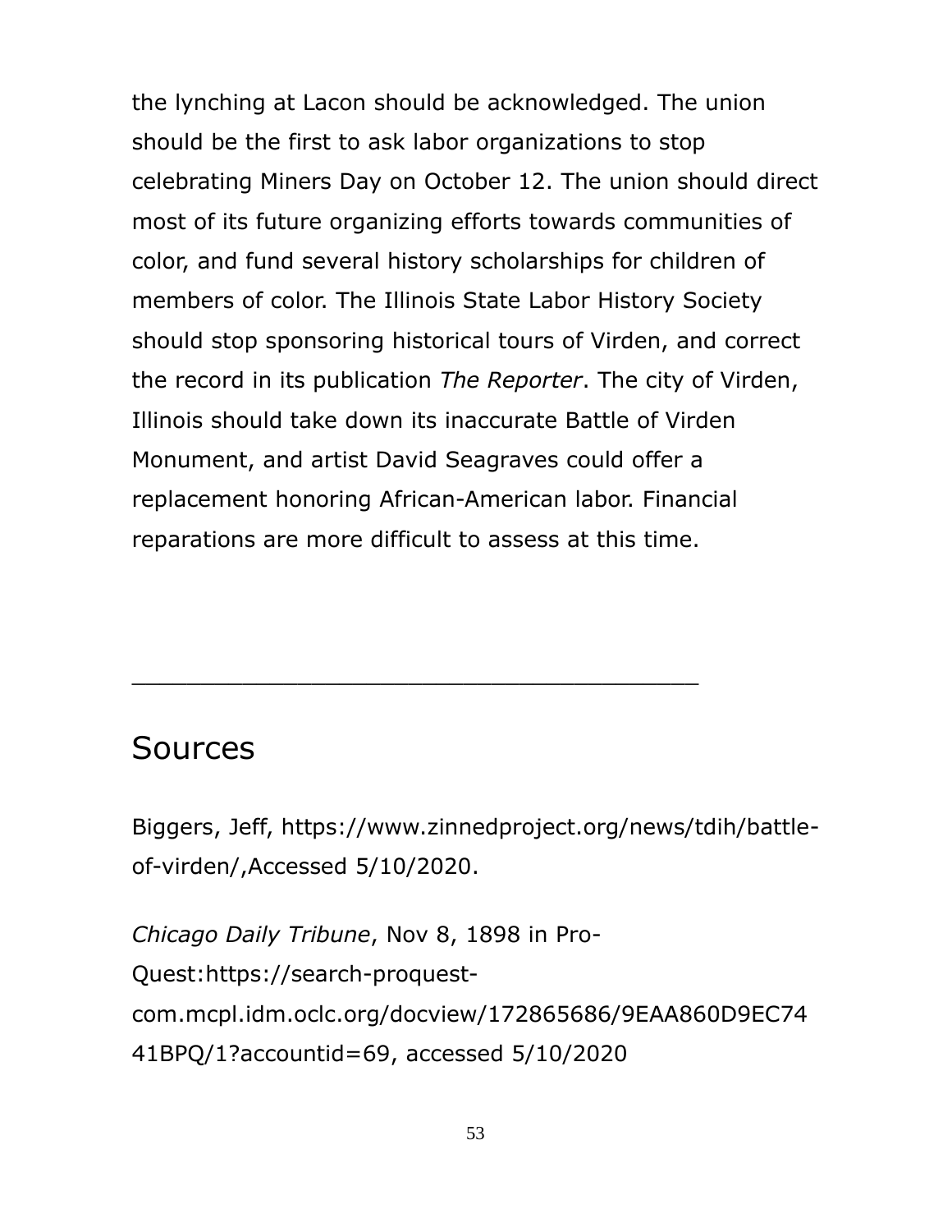the lynching at Lacon should be acknowledged. The union should be the first to ask labor organizations to stop celebrating Miners Day on October 12. The union should direct most of its future organizing efforts towards communities of color, and fund several history scholarships for children of members of color. The Illinois State Labor History Society should stop sponsoring historical tours of Virden, and correct the record in its publication *The Reporter*. The city of Virden, Illinois should take down its inaccurate Battle of Virden Monument, and artist David Seagraves could offer a replacement honoring African-American labor. Financial reparations are more difficult to assess at this time.

---

## Sources

Biggers, Jeff, https://www.zinnedproject.org/news/tdih/battle-of-virden/,Accessed 5/10/2020.

*Chicago Daily Tribune*, Nov 8, 1898 in Pro-Quest:https://search-proquest-com.mcpl.idm.oclc.org/docview/172865686/9EAA860D9EC7441BPQ/1?accountid=69, accessed 5/10/2020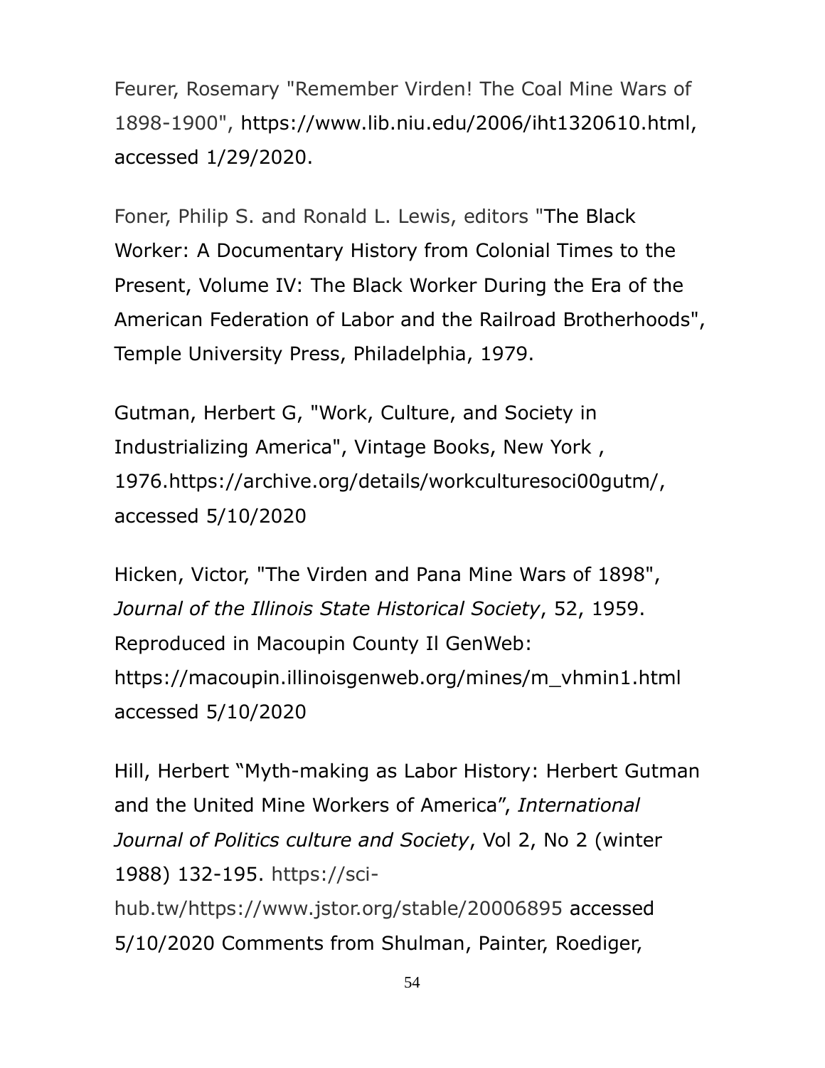Feurer, Rosemary "Remember Virden! The Coal Mine Wars of 1898-1900", https://www.lib.niu.edu/2006/iht1320610.html, accessed 1/29/2020.

Foner, Philip S. and Ronald L. Lewis, editors "The Black Worker: A Documentary History from Colonial Times to the Present, Volume IV: The Black Worker During the Era of the American Federation of Labor and the Railroad Brotherhoods", Temple University Press, Philadelphia, 1979.

Gutman, Herbert G, "Work, Culture, and Society in Industrializing America", Vintage Books, New York , 1976.https://archive.org/details/workculturesoci00gutm/, accessed 5/10/2020

Hicken, Victor, "The Virden and Pana Mine Wars of 1898", *Journal of the Illinois State Historical Society*, 52, 1959. Reproduced in Macoupin County Il GenWeb: https://macoupin.illinoisgenweb.org/mines/m_vhmin1.html accessed 5/10/2020

Hill, Herbert "Myth-making as Labor History: Herbert Gutman and the United Mine Workers of America", *International Journal of Politics culture and Society*, Vol 2, No 2 (winter 1988) 132-195. https://sci-hub.tw/https://www.jstor.org/stable/20006895 accessed 5/10/2020 Comments from Shulman, Painter, Roediger,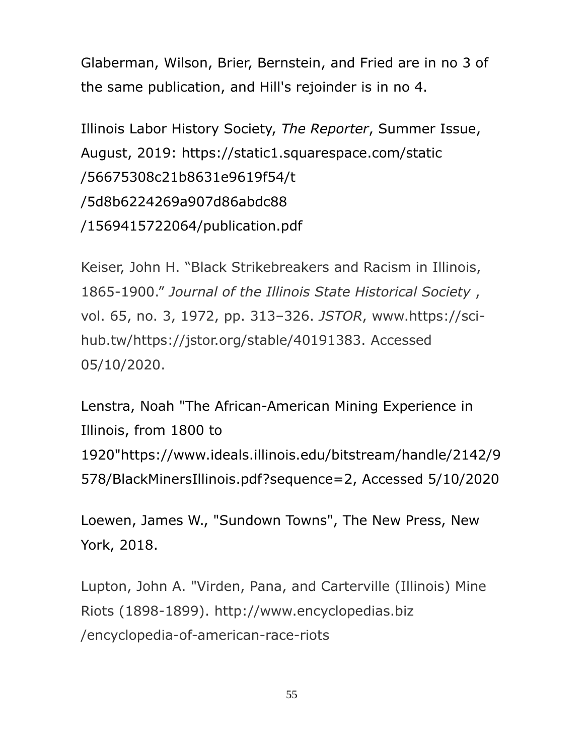Glaberman, Wilson, Brier, Bernstein, and Fried are in no 3 of the same publication, and Hill's rejoinder is in no 4.

Illinois Labor History Society, *The Reporter*, Summer Issue, August, 2019: https://static1.squarespace.com/static/56675308c21b8631e9619f54/t/5d8b6224269a907d86abdc88/1569415722064/publication.pdf

Keiser, John H. "Black Strikebreakers and Racism in Illinois, 1865-1900." *Journal of the Illinois State Historical Society* , vol. 65, no. 3, 1972, pp. 313–326. *JSTOR*, www.https://sci-hub.tw/https://jstor.org/stable/40191383. Accessed 05/10/2020.

Lenstra, Noah "The African-American Mining Experience in Illinois, from 1800 to 1920"https://www.ideals.illinois.edu/bitstream/handle/2142/9578/BlackMinersIllinois.pdf?sequence=2, Accessed 5/10/2020

Loewen, James W., "Sundown Towns", The New Press, New York, 2018.

Lupton, John A. "Virden, Pana, and Carterville (Illinois) Mine Riots (1898-1899). http://www.encyclopedias.biz/encyclopedia-of-american-race-riots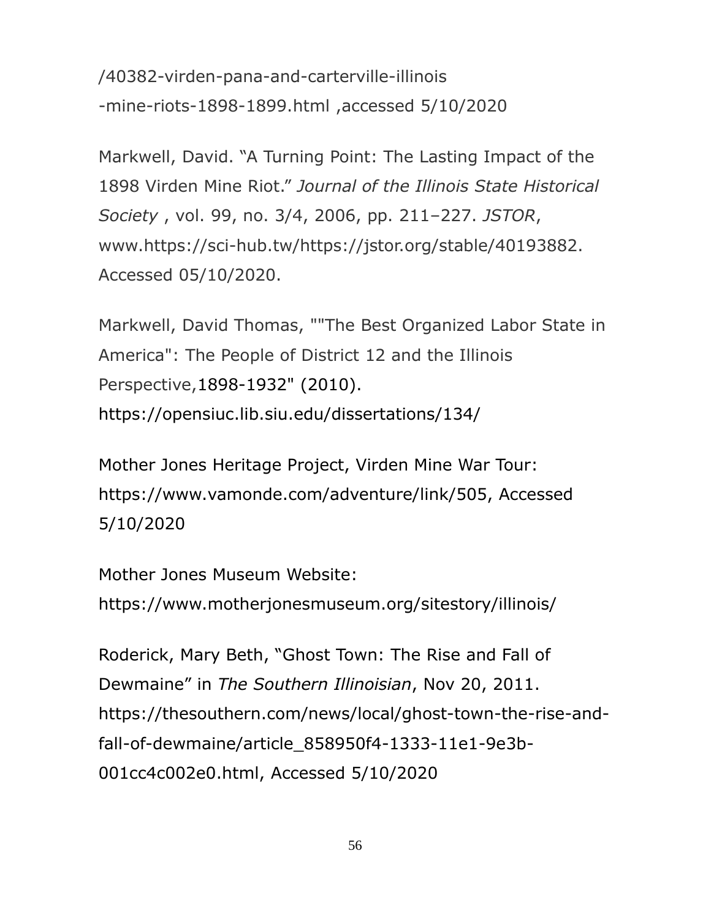/40382-virden-pana-and-carterville-illinois
-mine-riots-1898-1899.html ,accessed 5/10/2020

Markwell, David. “A Turning Point: The Lasting Impact of the 1898 Virden Mine Riot.” *Journal of the Illinois State Historical Society* , vol. 99, no. 3/4, 2006, pp. 211–227. *JSTOR*, www.https://sci-hub.tw/https://jstor.org/stable/40193882. Accessed 05/10/2020.

Markwell, David Thomas, ""The Best Organized Labor State in America": The People of District 12 and the Illinois Perspective,1898-1932" (2010). https://opensiuc.lib.siu.edu/dissertations/134/

Mother Jones Heritage Project, Virden Mine War Tour: https://www.vamonde.com/adventure/link/505, Accessed 5/10/2020

Mother Jones Museum Website: https://www.motherjonesmuseum.org/sitestory/illinois/

Roderick, Mary Beth, “Ghost Town: The Rise and Fall of Dewmaine” in *The Southern Illinoisian*, Nov 20, 2011. https://thesouthern.com/news/local/ghost-town-the-rise-and-fall-of-dewmaine/article_858950f4-1333-11e1-9e3b-001cc4c002e0.html, Accessed 5/10/2020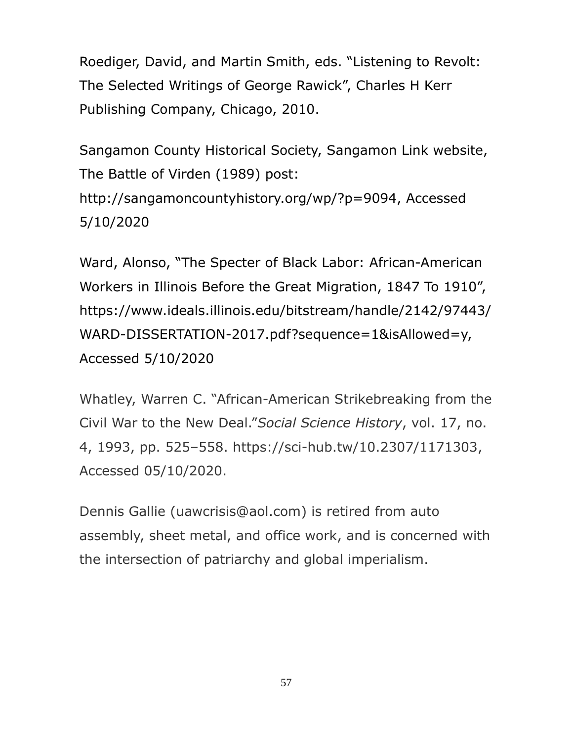Roediger, David, and Martin Smith, eds. “Listening to Revolt: The Selected Writings of George Rawick”, Charles H Kerr Publishing Company, Chicago, 2010.

Sangamon County Historical Society, Sangamon Link website, The Battle of Virden (1989) post: http://sangamoncountyhistory.org/wp/?p=9094, Accessed 5/10/2020

Ward, Alonso, “The Specter of Black Labor: African-American Workers in Illinois Before the Great Migration, 1847 To 1910”, https://www.ideals.illinois.edu/bitstream/handle/2142/97443/WARD-DISSERTATION-2017.pdf?sequence=1&isAllowed=y, Accessed 5/10/2020

Whatley, Warren C. “African-American Strikebreaking from the Civil War to the New Deal.”*Social Science History*, vol. 17, no. 4, 1993, pp. 525–558. https://sci-hub.tw/10.2307/1171303, Accessed 05/10/2020.

Dennis Gallie (uawcrisis@aol.com) is retired from auto assembly, sheet metal, and office work, and is concerned with the intersection of patriarchy and global imperialism.